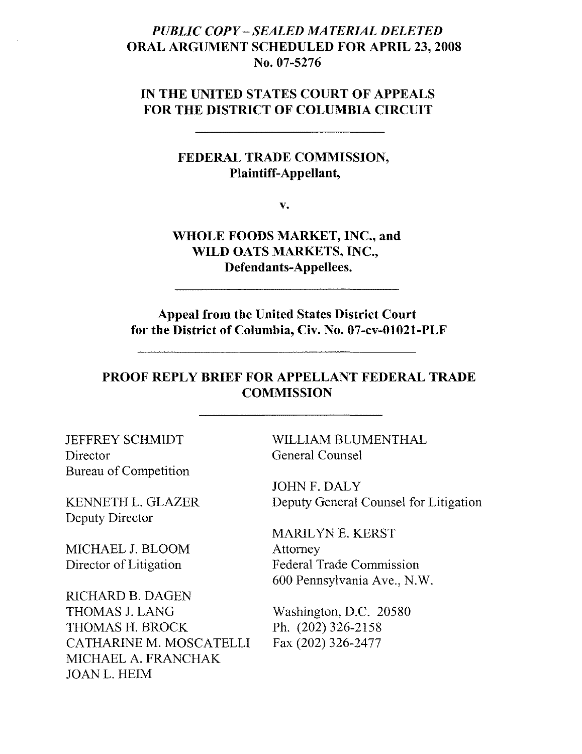*PUBLIC COPY – SEALED MATERIAL DELETED*

**ORAL ARGUMENT SCHEDULED FOR APRIL 23, 2008**

**No. 07-5276**

**IN THE UNITED STATES COURT OF APPEALS FOR THE DISTRICT OF COLUMBIA CIRCUIT**

---

**FEDERAL TRADE COMMISSION,**
**Plaintiff-Appellant,**

**v.**

**WHOLE FOODS MARKET, INC., and WILD OATS MARKETS, INC.,**
**Defendants-Appellees.**

---

**Appeal from the United States District Court for the District of Columbia, Civ. No. 07-cv-01021-PLF**

---

**PROOF REPLY BRIEF FOR APPELLANT FEDERAL TRADE COMMISSION**

---

JEFFREY SCHMIDT
Director
Bureau of Competition

KENNETH L. GLAZER
Deputy Director

MICHAEL J. BLOOM
Director of Litigation

RICHARD B. DAGEN
THOMAS J. LANG
THOMAS H. BROCK
CATHARINE M. MOSCATELLI
MICHAEL A. FRANCHAK
JOAN L. HEIM

WILLIAM BLUMENTHAL
General Counsel

JOHN F. DALY
Deputy General Counsel for Litigation

MARILYN E. KERST
Attorney
Federal Trade Commission
600 Pennsylvania Ave., N.W.

Washington, D.C. 20580
Ph. (202) 326-2158
Fax (202) 326-2477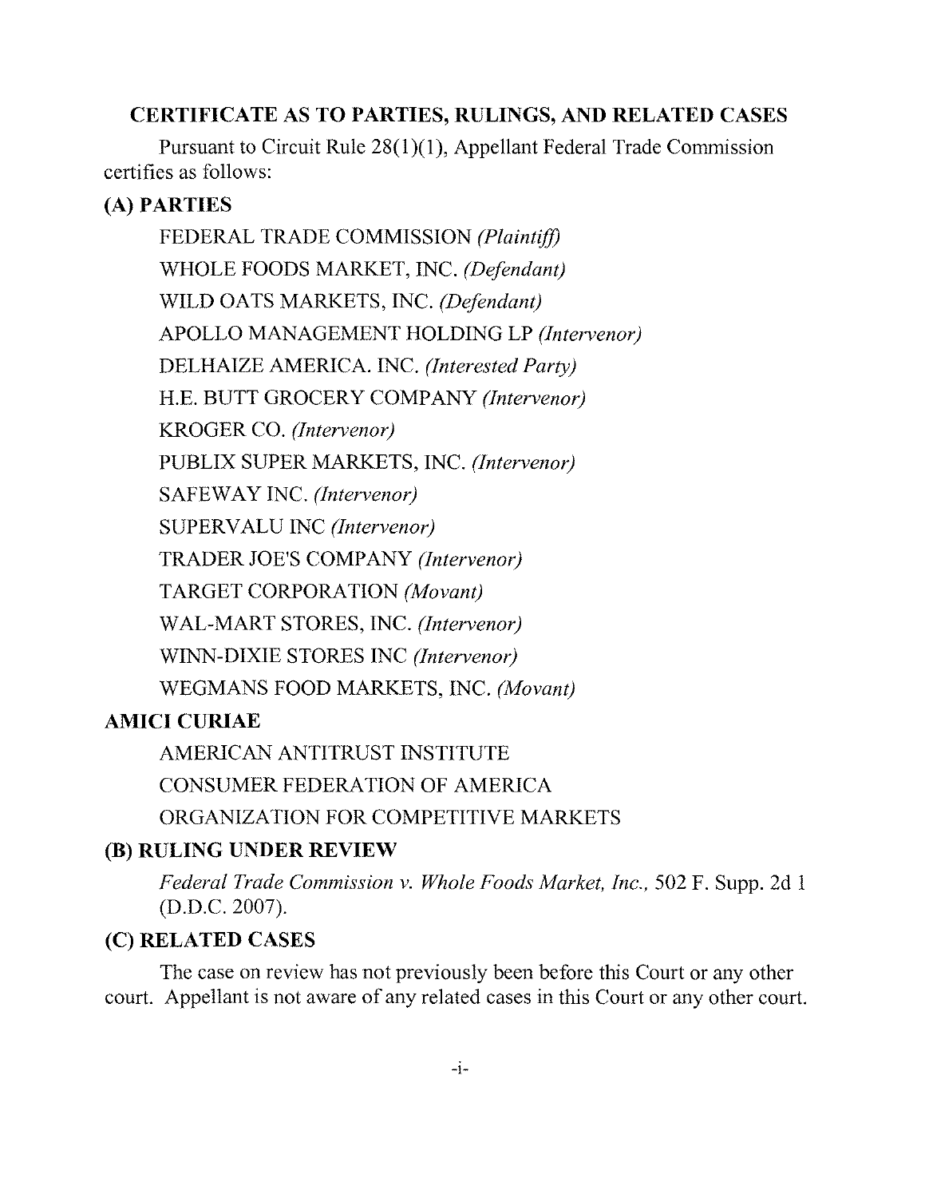## CERTIFICATE AS TO PARTIES, RULINGS, AND RELATED CASES

Pursuant to Circuit Rule 28(1)(1), Appellant Federal Trade Commission certifies as follows:

### (A) PARTIES

FEDERAL TRADE COMMISSION *(Plaintiff)*

WHOLE FOODS MARKET, INC. *(Defendant)*

WILD OATS MARKETS, INC. *(Defendant)*

APOLLO MANAGEMENT HOLDING LP *(Intervenor)*

DELHAIZE AMERICA. INC. *(Interested Party)*

H.E. BUTT GROCERY COMPANY *(Intervenor)*

KROGER CO. *(Intervenor)*

PUBLIX SUPER MARKETS, INC. *(Intervenor)*

SAFEWAY INC. *(Intervenor)*

SUPERVALU INC *(Intervenor)*

TRADER JOE'S COMPANY *(Intervenor)*

TARGET CORPORATION *(Movant)*

WAL-MART STORES, INC. *(Intervenor)*

WINN-DIXIE STORES INC *(Intervenor)*

WEGMANS FOOD MARKETS, INC. *(Movant)*

### AMICI CURIAE

AMERICAN ANTITRUST INSTITUTE

CONSUMER FEDERATION OF AMERICA

ORGANIZATION FOR COMPETITIVE MARKETS

### (B) RULING UNDER REVIEW

*Federal Trade Commission v. Whole Foods Market, Inc.*, 502 F. Supp. 2d 1 (D.D.C. 2007).

### (C) RELATED CASES

The case on review has not previously been before this Court or any other court. Appellant is not aware of any related cases in this Court or any other court.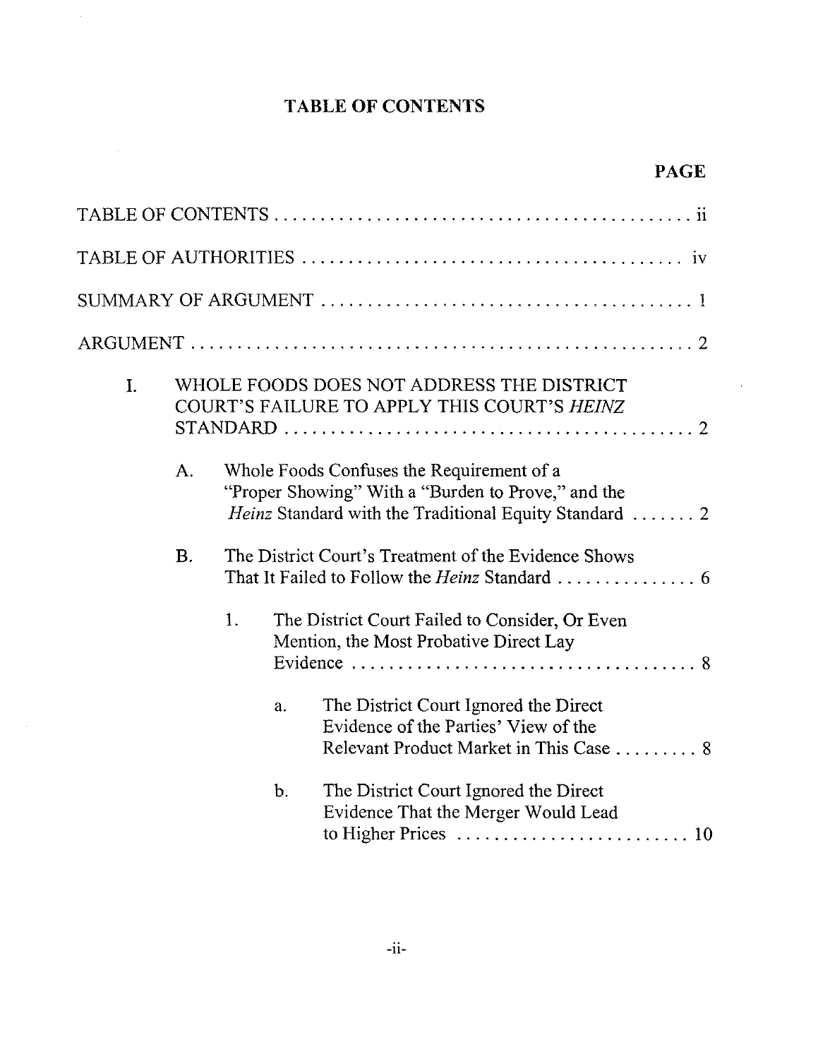# TABLE OF CONTENTS

| | PAGE |
|---|---|
| TABLE OF CONTENTS | ii |
| TABLE OF AUTHORITIES | iv |
| SUMMARY OF ARGUMENT | 1 |
| ARGUMENT | 2 |
| I. WHOLE FOODS DOES NOT ADDRESS THE DISTRICT COURT'S FAILURE TO APPLY THIS COURT'S *HEINZ* STANDARD | 2 |
| A. Whole Foods Confuses the Requirement of a "Proper Showing" With a "Burden to Prove," and the *Heinz* Standard with the Traditional Equity Standard | 2 |
| B. The District Court's Treatment of the Evidence Shows That It Failed to Follow the *Heinz* Standard | 6 |
| 1. The District Court Failed to Consider, Or Even Mention, the Most Probative Direct Lay Evidence | 8 |
| a. The District Court Ignored the Direct Evidence of the Parties' View of the Relevant Product Market in This Case | 8 |
| b. The District Court Ignored the Direct Evidence That the Merger Would Lead to Higher Prices | 10 |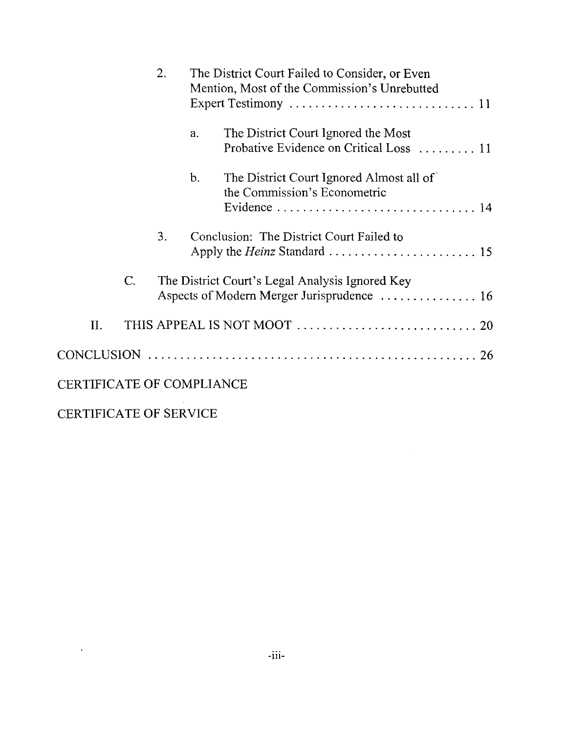2. The District Court Failed to Consider, or Even Mention, Most of the Commission's Unrebutted Expert Testimony ............................ 11

   a. The District Court Ignored the Most Probative Evidence on Critical Loss ......... 11

   b. The District Court Ignored Almost all of the Commission's Econometric Evidence .............................. 14

3. Conclusion: The District Court Failed to Apply the *Heinz* Standard ....................... 15

C. The District Court's Legal Analysis Ignored Key Aspects of Modern Merger Jurisprudence ............... 16

II. THIS APPEAL IS NOT MOOT ............................ 20

CONCLUSION ................................................... 26

CERTIFICATE OF COMPLIANCE

CERTIFICATE OF SERVICE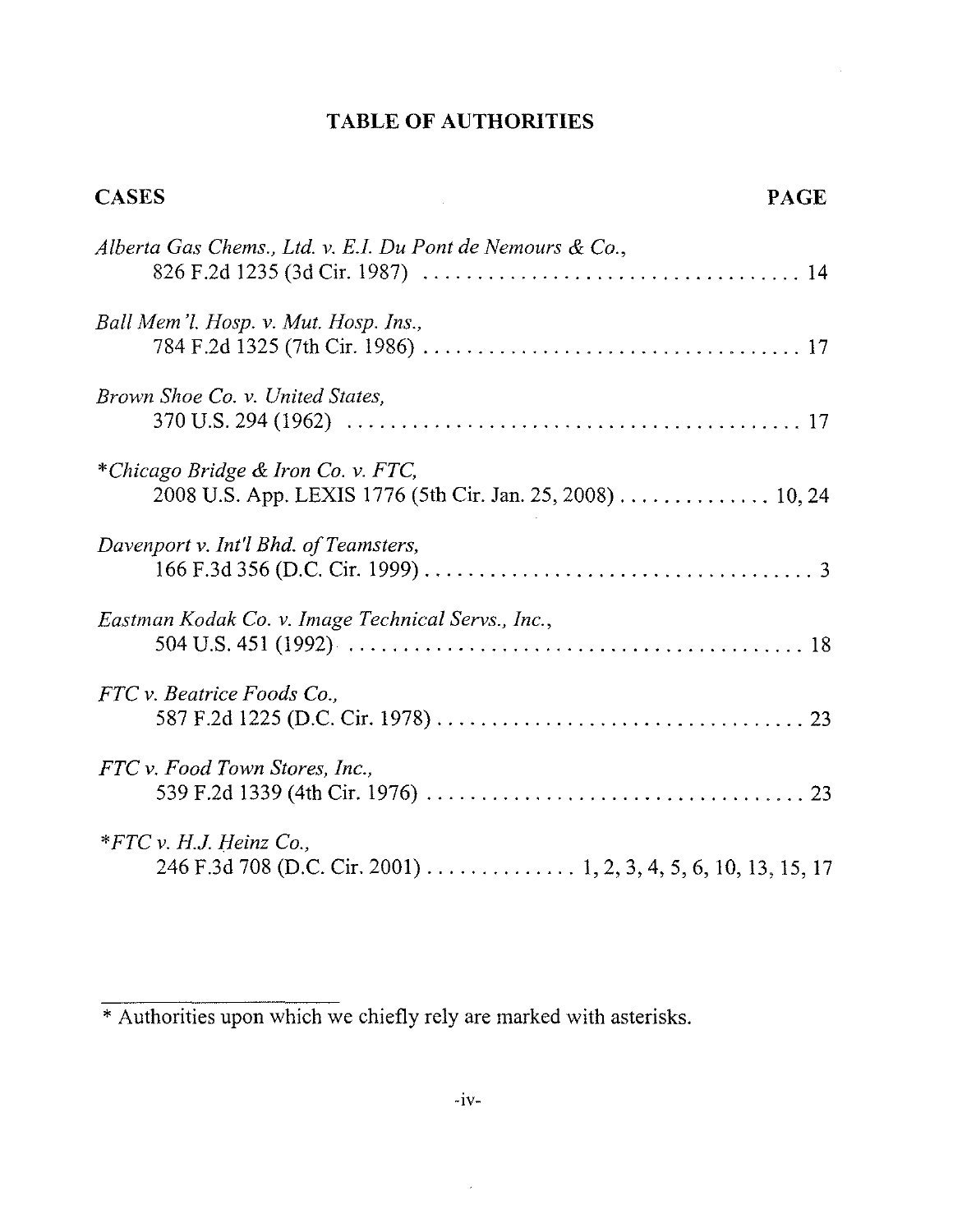# TABLE OF AUTHORITIES

**CASES** **PAGE**

*Alberta Gas Chems., Ltd. v. E.I. Du Pont de Nemours & Co.*,
826 F.2d 1235 (3d Cir. 1987) . . . . . . . . . . . . . . . . . . . . . . . . . . . . . . . . . . . 14

*Ball Mem'l. Hosp. v. Mut. Hosp. Ins.*,
784 F.2d 1325 (7th Cir. 1986) . . . . . . . . . . . . . . . . . . . . . . . . . . . . . . . . . . . 17

*Brown Shoe Co. v. United States*,
370 U.S. 294 (1962) . . . . . . . . . . . . . . . . . . . . . . . . . . . . . . . . . . . . . . . . . . 17

\**Chicago Bridge & Iron Co. v. FTC*,
2008 U.S. App. LEXIS 1776 (5th Cir. Jan. 25, 2008) . . . . . . . . . . . . . . 10, 24

*Davenport v. Int'l Bhd. of Teamsters*,
166 F.3d 356 (D.C. Cir. 1999) . . . . . . . . . . . . . . . . . . . . . . . . . . . . . . . . . . . . 3

*Eastman Kodak Co. v. Image Technical Servs., Inc.*,
504 U.S. 451 (1992) . . . . . . . . . . . . . . . . . . . . . . . . . . . . . . . . . . . . . . . . . . 18

*FTC v. Beatrice Foods Co.*,
587 F.2d 1225 (D.C. Cir. 1978) . . . . . . . . . . . . . . . . . . . . . . . . . . . . . . . . . . 23

*FTC v. Food Town Stores, Inc.*,
539 F.2d 1339 (4th Cir. 1976) . . . . . . . . . . . . . . . . . . . . . . . . . . . . . . . . . . . 23

\**FTC v. H.J. Heinz Co.*,
246 F.3d 708 (D.C. Cir. 2001) . . . . . . . . . . . . . . 1, 2, 3, 4, 5, 6, 10, 13, 15, 17

---

\* Authorities upon which we chiefly rely are marked with asterisks.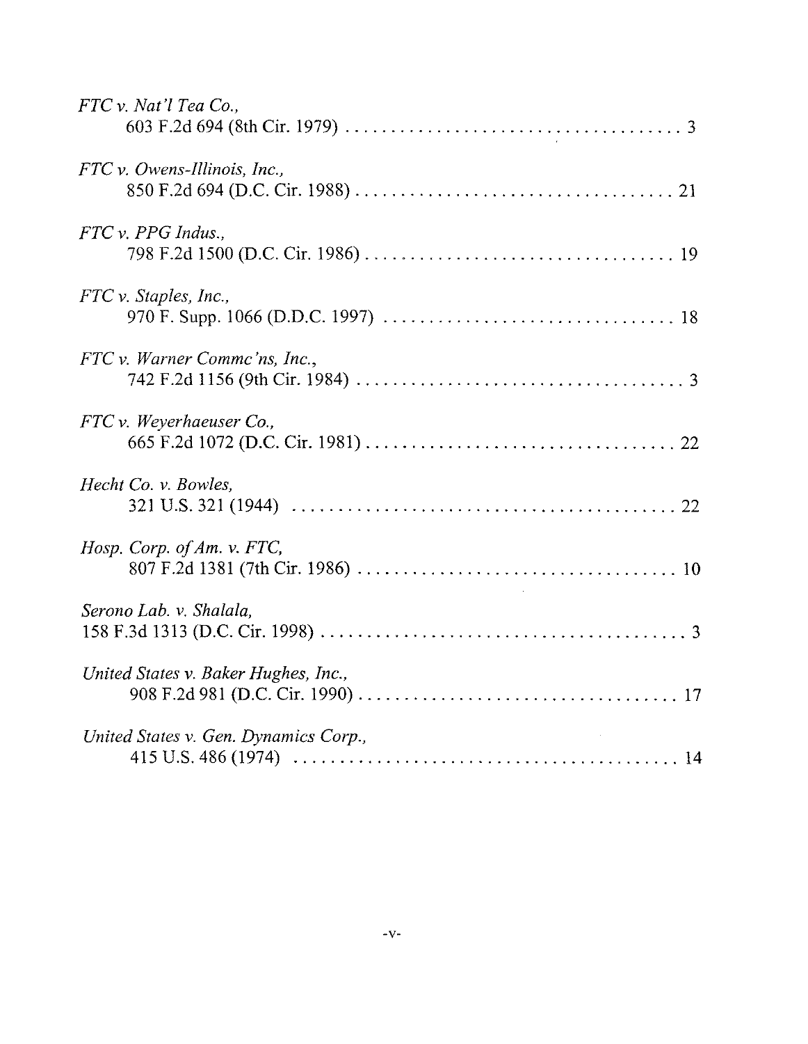*FTC v. Nat'l Tea Co.*,
603 F.2d 694 (8th Cir. 1979) . . . . . . . . . . . . . . . . . . . . . . . . . . . . . . . . . . . . . 3

*FTC v. Owens-Illinois, Inc.*,
850 F.2d 694 (D.C. Cir. 1988) . . . . . . . . . . . . . . . . . . . . . . . . . . . . . . . . . . . 21

*FTC v. PPG Indus.*,
798 F.2d 1500 (D.C. Cir. 1986) . . . . . . . . . . . . . . . . . . . . . . . . . . . . . . . . . . 19

*FTC v. Staples, Inc.*,
970 F. Supp. 1066 (D.D.C. 1997) . . . . . . . . . . . . . . . . . . . . . . . . . . . . . . . . 18

*FTC v. Warner Commc'ns, Inc.*,
742 F.2d 1156 (9th Cir. 1984) . . . . . . . . . . . . . . . . . . . . . . . . . . . . . . . . . . . . 3

*FTC v. Weyerhaeuser Co.*,
665 F.2d 1072 (D.C. Cir. 1981) . . . . . . . . . . . . . . . . . . . . . . . . . . . . . . . . . . 22

*Hecht Co. v. Bowles*,
321 U.S. 321 (1944) . . . . . . . . . . . . . . . . . . . . . . . . . . . . . . . . . . . . . . . . . . . 22

*Hosp. Corp. of Am. v. FTC*,
807 F.2d 1381 (7th Cir. 1986) . . . . . . . . . . . . . . . . . . . . . . . . . . . . . . . . . . . 10

*Serono Lab. v. Shalala*,
158 F.3d 1313 (D.C. Cir. 1998) . . . . . . . . . . . . . . . . . . . . . . . . . . . . . . . . . . . . . . . . . 3

*United States v. Baker Hughes, Inc.*,
908 F.2d 981 (D.C. Cir. 1990) . . . . . . . . . . . . . . . . . . . . . . . . . . . . . . . . . . . 17

*United States v. Gen. Dynamics Corp.*,
415 U.S. 486 (1974) . . . . . . . . . . . . . . . . . . . . . . . . . . . . . . . . . . . . . . . . . . . 14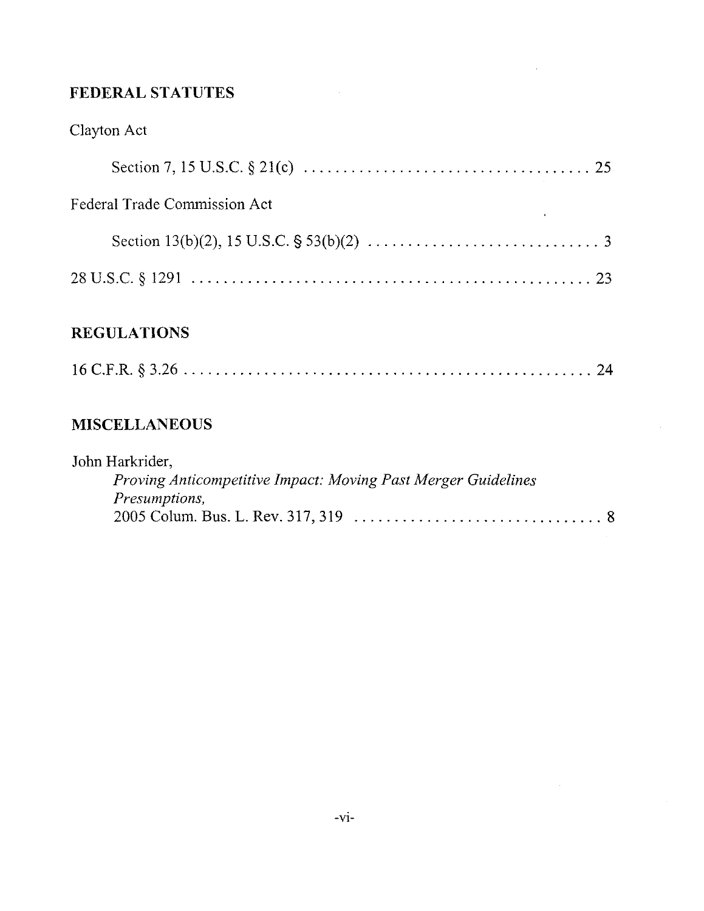## FEDERAL STATUTES

Clayton Act

Section 7, 15 U.S.C. § 21(c) .................................... 25

Federal Trade Commission Act

Section 13(b)(2), 15 U.S.C. § 53(b)(2) ............................ 3

28 U.S.C. § 1291 .................................................. 23

## REGULATIONS

16 C.F.R. § 3.26 .................................................. 24

## MISCELLANEOUS

John Harkrider,
*Proving Anticompetitive Impact: Moving Past Merger Guidelines Presumptions,*
2005 Colum. Bus. L. Rev. 317, 319 ................................ 8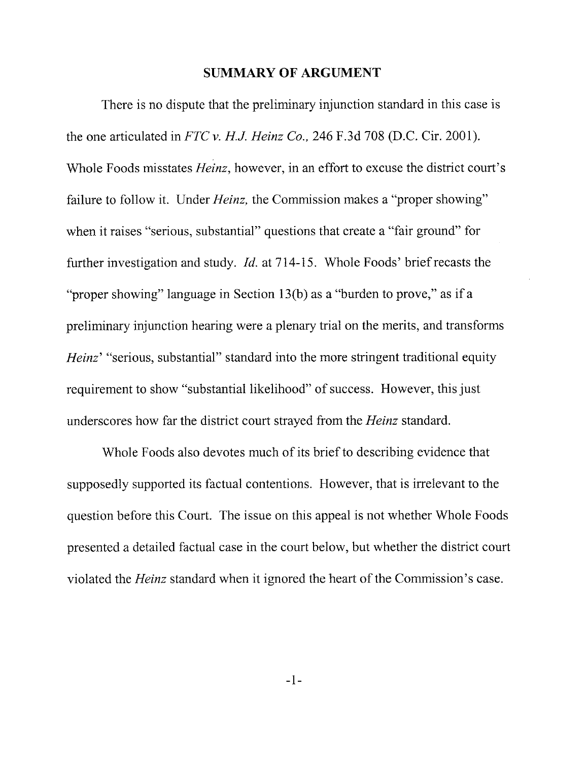## SUMMARY OF ARGUMENT

There is no dispute that the preliminary injunction standard in this case is the one articulated in *FTC v. H.J. Heinz Co.*, 246 F.3d 708 (D.C. Cir. 2001). Whole Foods misstates *Heinz*, however, in an effort to excuse the district court's failure to follow it. Under *Heinz,* the Commission makes a "proper showing" when it raises "serious, substantial" questions that create a "fair ground" for further investigation and study. *Id.* at 714-15. Whole Foods' brief recasts the "proper showing" language in Section 13(b) as a "burden to prove," as if a preliminary injunction hearing were a plenary trial on the merits, and transforms *Heinz*' "serious, substantial" standard into the more stringent traditional equity requirement to show "substantial likelihood" of success. However, this just underscores how far the district court strayed from the *Heinz* standard.

Whole Foods also devotes much of its brief to describing evidence that supposedly supported its factual contentions. However, that is irrelevant to the question before this Court. The issue on this appeal is not whether Whole Foods presented a detailed factual case in the court below, but whether the district court violated the *Heinz* standard when it ignored the heart of the Commission's case.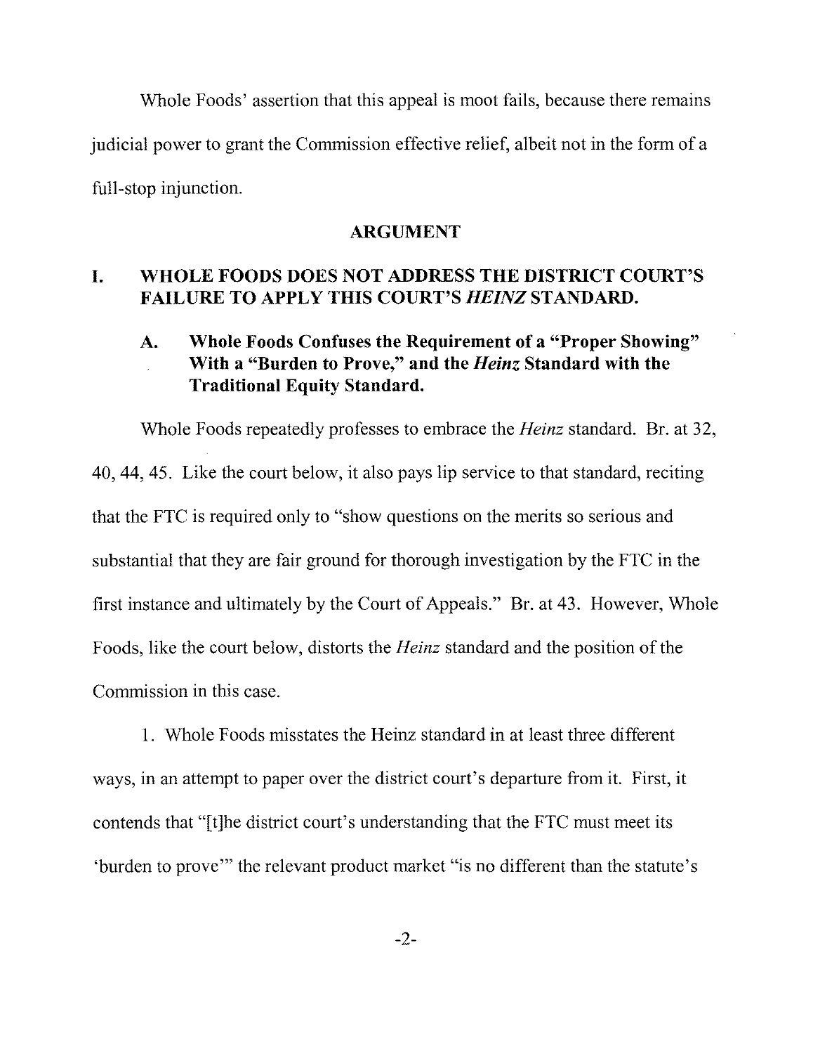Whole Foods' assertion that this appeal is moot fails, because there remains judicial power to grant the Commission effective relief, albeit not in the form of a full-stop injunction.

## ARGUMENT

### I. WHOLE FOODS DOES NOT ADDRESS THE DISTRICT COURT'S FAILURE TO APPLY THIS COURT'S *HEINZ* STANDARD.

#### A. Whole Foods Confuses the Requirement of a "Proper Showing" With a "Burden to Prove," and the *Heinz* Standard with the Traditional Equity Standard.

Whole Foods repeatedly professes to embrace the *Heinz* standard. Br. at 32, 40, 44, 45. Like the court below, it also pays lip service to that standard, reciting that the FTC is required only to "show questions on the merits so serious and substantial that they are fair ground for thorough investigation by the FTC in the first instance and ultimately by the Court of Appeals." Br. at 43. However, Whole Foods, like the court below, distorts the *Heinz* standard and the position of the Commission in this case.

1. Whole Foods misstates the Heinz standard in at least three different ways, in an attempt to paper over the district court's departure from it. First, it contends that "[t]he district court's understanding that the FTC must meet its 'burden to prove'" the relevant product market "is no different than the statute's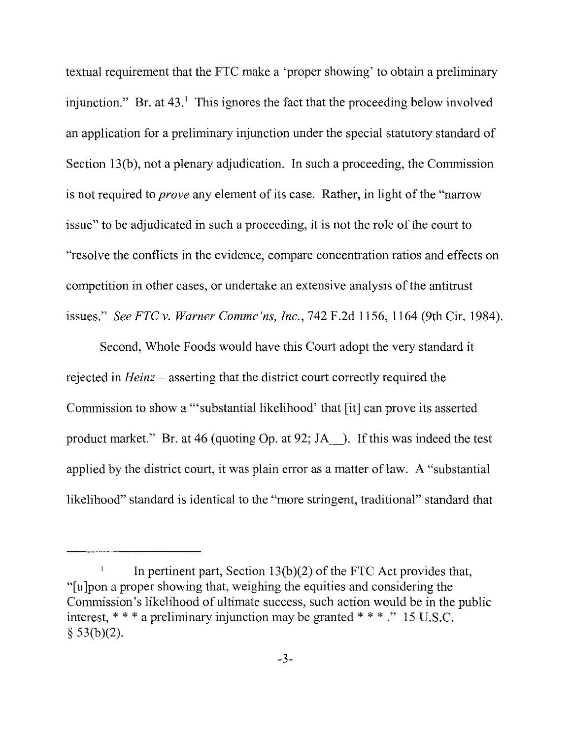textual requirement that the FTC make a 'proper showing' to obtain a preliminary injunction." Br. at 43.[1] This ignores the fact that the proceeding below involved an application for a preliminary injunction under the special statutory standard of Section 13(b), not a plenary adjudication. In such a proceeding, the Commission is not required to *prove* any element of its case. Rather, in light of the "narrow issue" to be adjudicated in such a proceeding, it is not the role of the court to "resolve the conflicts in the evidence, compare concentration ratios and effects on competition in other cases, or undertake an extensive analysis of the antitrust issues." *See FTC v. Warner Commc'ns, Inc.*, 742 F.2d 1156, 1164 (9th Cir. 1984).

Second, Whole Foods would have this Court adopt the very standard it rejected in *Heinz* – asserting that the district court correctly required the Commission to show a "'substantial likelihood' that [it] can prove its asserted product market." Br. at 46 (quoting Op. at 92; JA__). If this was indeed the test applied by the district court, it was plain error as a matter of law. A "substantial likelihood" standard is identical to the "more stringent, traditional" standard that

---

[1] In pertinent part, Section 13(b)(2) of the FTC Act provides that, "[u]pon a proper showing that, weighing the equities and considering the Commission's likelihood of ultimate success, such action would be in the public interest, * * * a preliminary injunction may be granted * * * ." 15 U.S.C. § 53(b)(2).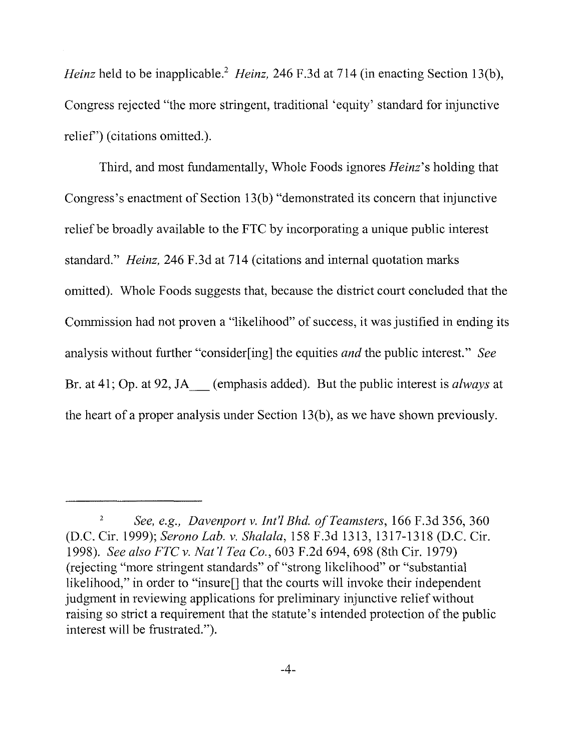*Heinz* held to be inapplicable.[2] *Heinz,* 246 F.3d at 714 (in enacting Section 13(b), Congress rejected "the more stringent, traditional 'equity' standard for injunctive relief") (citations omitted.).

Third, and most fundamentally, Whole Foods ignores *Heinz*'s holding that Congress's enactment of Section 13(b) "demonstrated its concern that injunctive relief be broadly available to the FTC by incorporating a unique public interest standard." *Heinz,* 246 F.3d at 714 (citations and internal quotation marks omitted). Whole Foods suggests that, because the district court concluded that the Commission had not proven a "likelihood" of success, it was justified in ending its analysis without further "consider[ing] the equities *and* the public interest." *See* Br. at 41; Op. at 92, JA___ (emphasis added). But the public interest is *always* at the heart of a proper analysis under Section 13(b), as we have shown previously.

---

[2] *See, e.g., Davenport v. Int'l Bhd. of Teamsters,* 166 F.3d 356, 360 (D.C. Cir. 1999); *Serono Lab. v. Shalala,* 158 F.3d 1313, 1317-1318 (D.C. Cir. 1998). *See also FTC v. Nat'l Tea Co.,* 603 F.2d 694, 698 (8th Cir. 1979) (rejecting "more stringent standards" of "strong likelihood" or "substantial likelihood," in order to "insure[] that the courts will invoke their independent judgment in reviewing applications for preliminary injunctive relief without raising so strict a requirement that the statute's intended protection of the public interest will be frustrated.").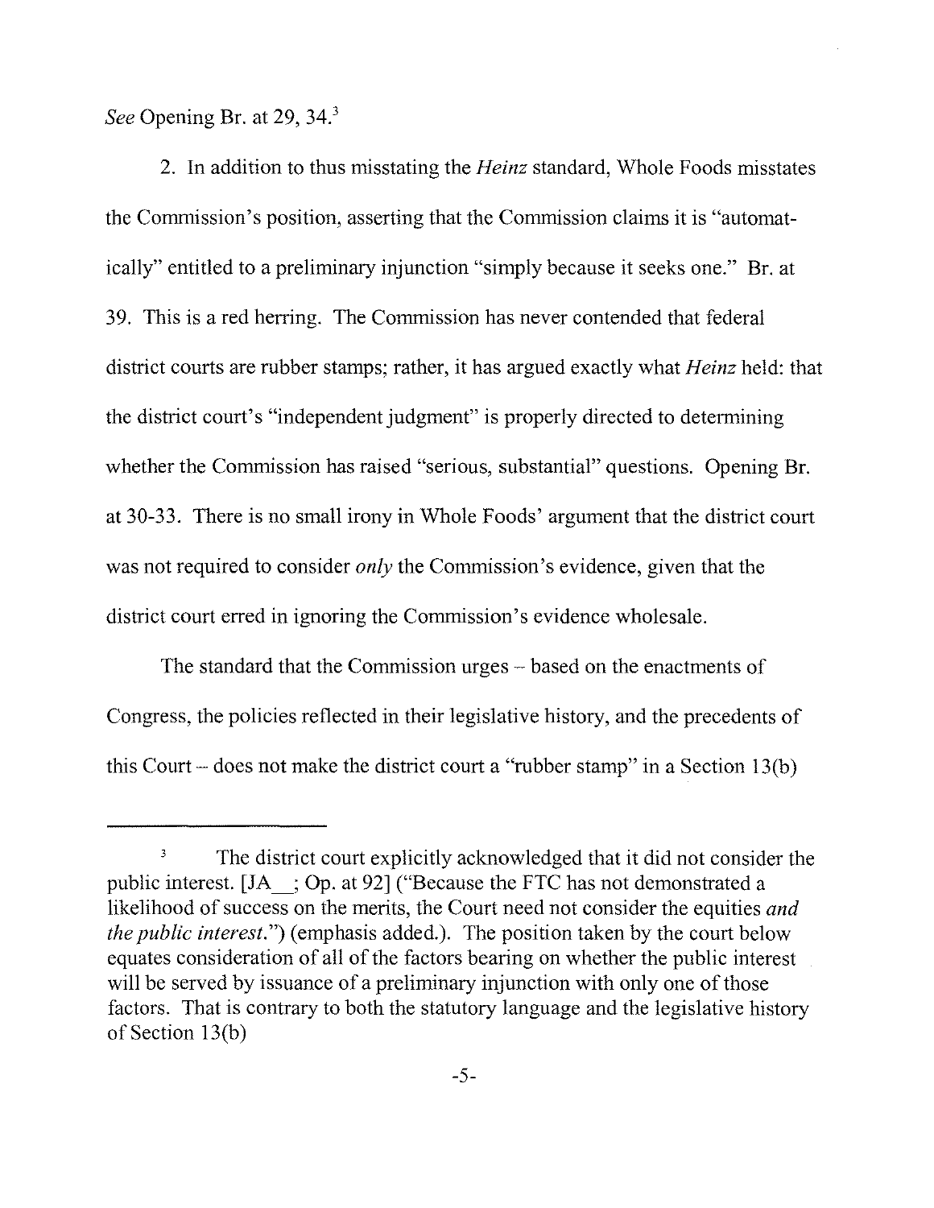*See* Opening Br. at 29, 34.[3]

2. In addition to thus misstating the *Heinz* standard, Whole Foods misstates the Commission's position, asserting that the Commission claims it is "automatically" entitled to a preliminary injunction "simply because it seeks one." Br. at 39. This is a red herring. The Commission has never contended that federal district courts are rubber stamps; rather, it has argued exactly what *Heinz* held: that the district court's "independent judgment" is properly directed to determining whether the Commission has raised "serious, substantial" questions. Opening Br. at 30-33. There is no small irony in Whole Foods' argument that the district court was not required to consider *only* the Commission's evidence, given that the district court erred in ignoring the Commission's evidence wholesale.

The standard that the Commission urges – based on the enactments of Congress, the policies reflected in their legislative history, and the precedents of this Court – does not make the district court a "rubber stamp" in a Section 13(b)

---

[3] The district court explicitly acknowledged that it did not consider the public interest. [JA__; Op. at 92] ("Because the FTC has not demonstrated a likelihood of success on the merits, the Court need not consider the equities *and the public interest*.") (emphasis added.). The position taken by the court below equates consideration of all of the factors bearing on whether the public interest will be served by issuance of a preliminary injunction with only one of those factors. That is contrary to both the statutory language and the legislative history of Section 13(b)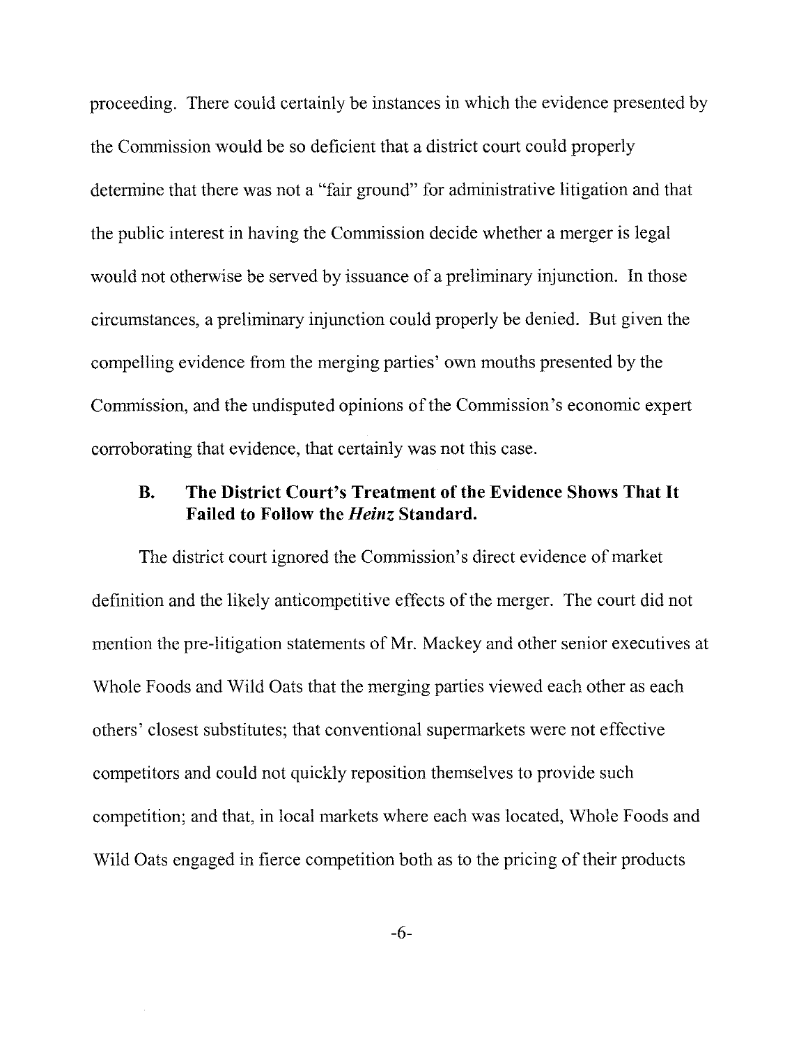proceeding. There could certainly be instances in which the evidence presented by the Commission would be so deficient that a district court could properly determine that there was not a "fair ground" for administrative litigation and that the public interest in having the Commission decide whether a merger is legal would not otherwise be served by issuance of a preliminary injunction. In those circumstances, a preliminary injunction could properly be denied. But given the compelling evidence from the merging parties' own mouths presented by the Commission, and the undisputed opinions of the Commission's economic expert corroborating that evidence, that certainly was not this case.

### B. The District Court's Treatment of the Evidence Shows That It Failed to Follow the *Heinz* Standard.

The district court ignored the Commission's direct evidence of market definition and the likely anticompetitive effects of the merger. The court did not mention the pre-litigation statements of Mr. Mackey and other senior executives at Whole Foods and Wild Oats that the merging parties viewed each other as each others' closest substitutes; that conventional supermarkets were not effective competitors and could not quickly reposition themselves to provide such competition; and that, in local markets where each was located, Whole Foods and Wild Oats engaged in fierce competition both as to the pricing of their products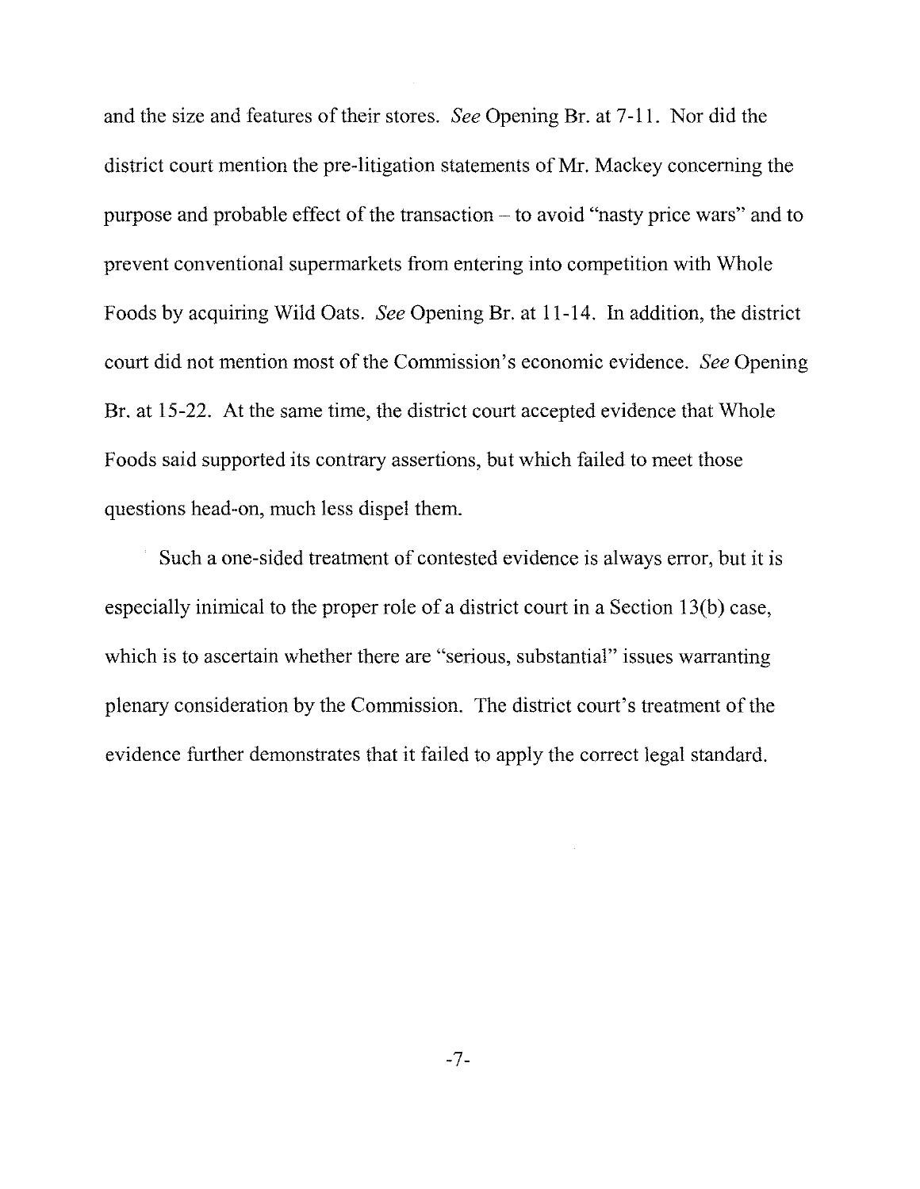and the size and features of their stores. *See* Opening Br. at 7-11. Nor did the district court mention the pre-litigation statements of Mr. Mackey concerning the purpose and probable effect of the transaction – to avoid "nasty price wars" and to prevent conventional supermarkets from entering into competition with Whole Foods by acquiring Wild Oats. *See* Opening Br. at 11-14. In addition, the district court did not mention most of the Commission's economic evidence. *See* Opening Br. at 15-22. At the same time, the district court accepted evidence that Whole Foods said supported its contrary assertions, but which failed to meet those questions head-on, much less dispel them.

Such a one-sided treatment of contested evidence is always error, but it is especially inimical to the proper role of a district court in a Section 13(b) case, which is to ascertain whether there are "serious, substantial" issues warranting plenary consideration by the Commission. The district court's treatment of the evidence further demonstrates that it failed to apply the correct legal standard.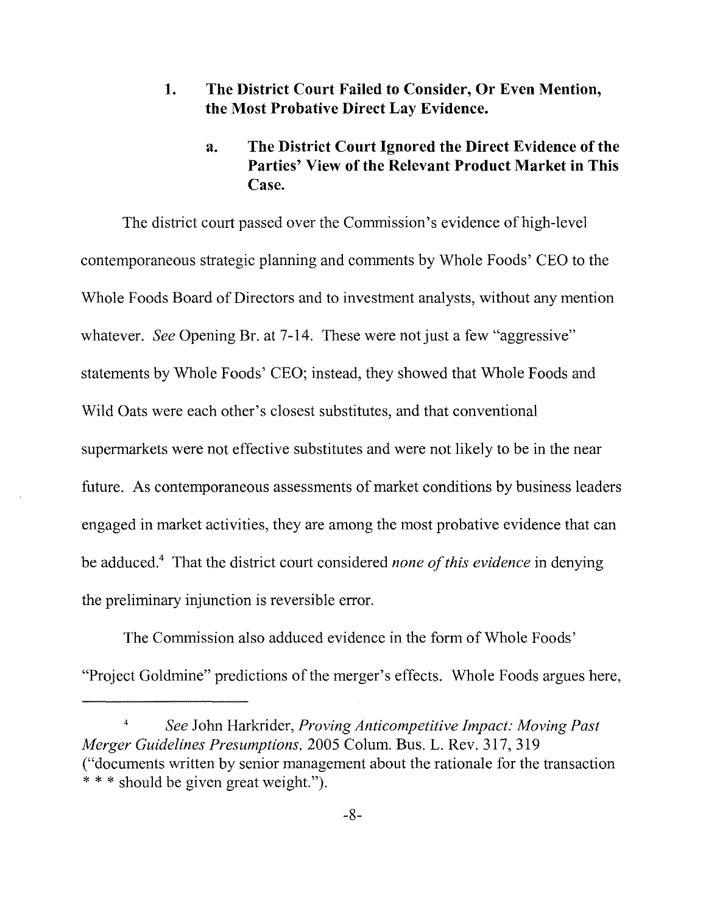### 1. The District Court Failed to Consider, Or Even Mention, the Most Probative Direct Lay Evidence.

#### a. The District Court Ignored the Direct Evidence of the Parties' View of the Relevant Product Market in This Case.

The district court passed over the Commission's evidence of high-level contemporaneous strategic planning and comments by Whole Foods' CEO to the Whole Foods Board of Directors and to investment analysts, without any mention whatever. *See* Opening Br. at 7-14. These were not just a few "aggressive" statements by Whole Foods' CEO; instead, they showed that Whole Foods and Wild Oats were each other's closest substitutes, and that conventional supermarkets were not effective substitutes and were not likely to be in the near future. As contemporaneous assessments of market conditions by business leaders engaged in market activities, they are among the most probative evidence that can be adduced.[4] That the district court considered *none of this evidence* in denying the preliminary injunction is reversible error.

The Commission also adduced evidence in the form of Whole Foods' "Project Goldmine" predictions of the merger's effects. Whole Foods argues here,

---

[4] *See* John Harkrider, *Proving Anticompetitive Impact: Moving Past Merger Guidelines Presumptions*, 2005 Colum. Bus. L. Rev. 317, 319 ("documents written by senior management about the rationale for the transaction * * * should be given great weight.").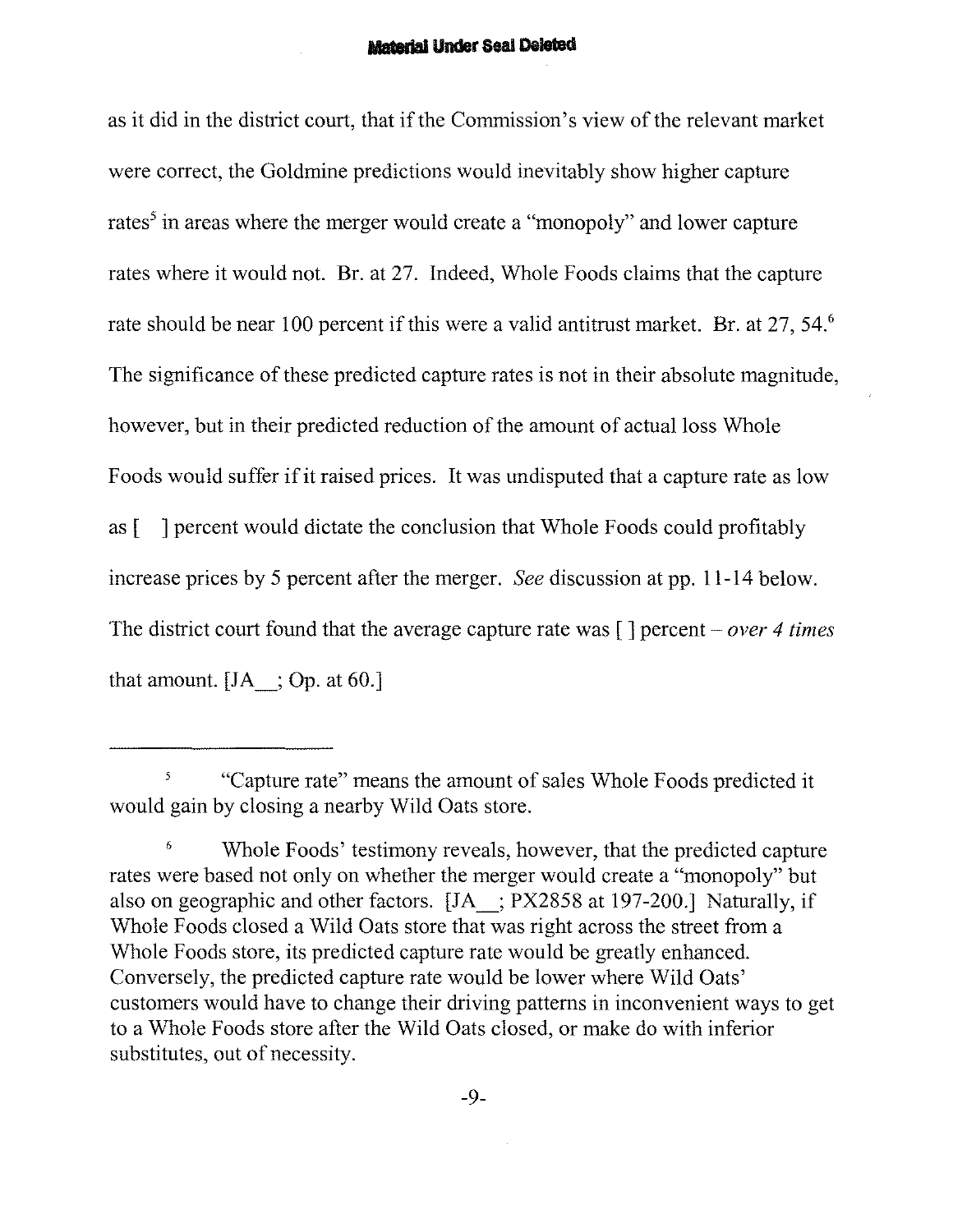as it did in the district court, that if the Commission's view of the relevant market were correct, the Goldmine predictions would inevitably show higher capture rates[5] in areas where the merger would create a "monopoly" and lower capture rates where it would not. Br. at 27. Indeed, Whole Foods claims that the capture rate should be near 100 percent if this were a valid antitrust market. Br. at 27, 54.[6] The significance of these predicted capture rates is not in their absolute magnitude, however, but in their predicted reduction of the amount of actual loss Whole Foods would suffer if it raised prices. It was undisputed that a capture rate as low as [ ] percent would dictate the conclusion that Whole Foods could profitably increase prices by 5 percent after the merger. *See* discussion at pp. 11-14 below. The district court found that the average capture rate was [ ] percent – *over 4 times* that amount. [JA__; Op. at 60.]

---

[5] "Capture rate" means the amount of sales Whole Foods predicted it would gain by closing a nearby Wild Oats store.

[6] Whole Foods' testimony reveals, however, that the predicted capture rates were based not only on whether the merger would create a "monopoly" but also on geographic and other factors. [JA__; PX2858 at 197-200.] Naturally, if Whole Foods closed a Wild Oats store that was right across the street from a Whole Foods store, its predicted capture rate would be greatly enhanced. Conversely, the predicted capture rate would be lower where Wild Oats' customers would have to change their driving patterns in inconvenient ways to get to a Whole Foods store after the Wild Oats closed, or make do with inferior substitutes, out of necessity.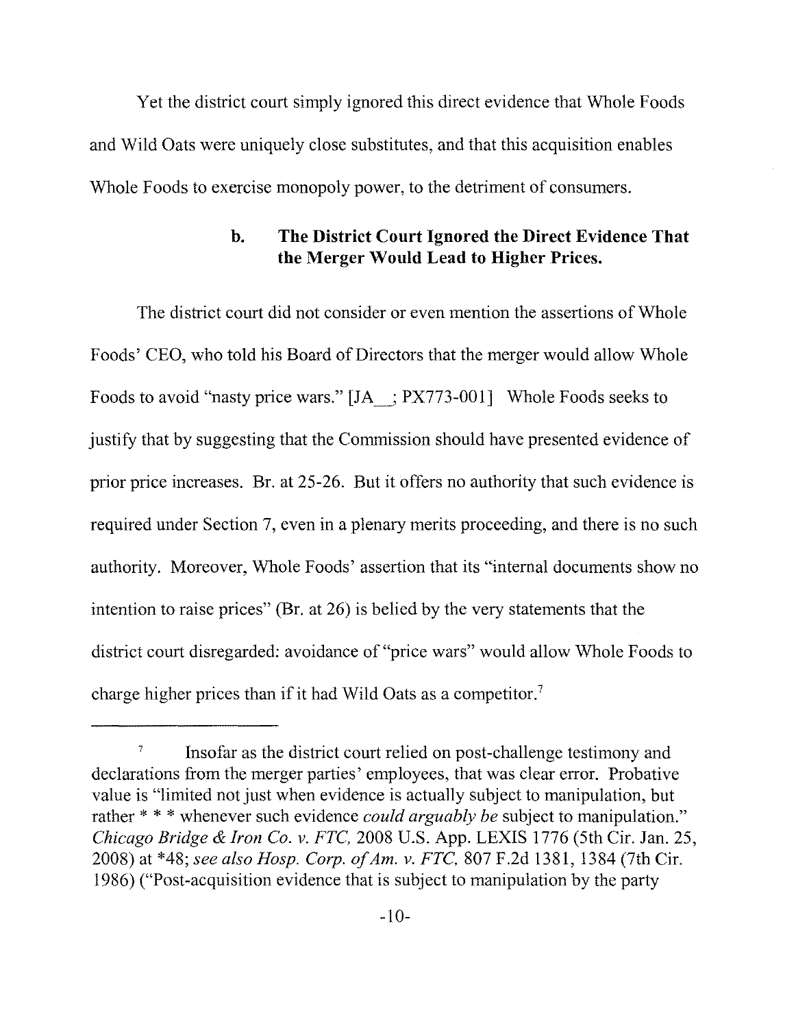Yet the district court simply ignored this direct evidence that Whole Foods and Wild Oats were uniquely close substitutes, and that this acquisition enables Whole Foods to exercise monopoly power, to the detriment of consumers.

### b. The District Court Ignored the Direct Evidence That the Merger Would Lead to Higher Prices.

The district court did not consider or even mention the assertions of Whole Foods' CEO, who told his Board of Directors that the merger would allow Whole Foods to avoid "nasty price wars." [JA__; PX773-001] Whole Foods seeks to justify that by suggesting that the Commission should have presented evidence of prior price increases. Br. at 25-26. But it offers no authority that such evidence is required under Section 7, even in a plenary merits proceeding, and there is no such authority. Moreover, Whole Foods' assertion that its "internal documents show no intention to raise prices" (Br. at 26) is belied by the very statements that the district court disregarded: avoidance of "price wars" would allow Whole Foods to charge higher prices than if it had Wild Oats as a competitor.[7]

---

[7] Insofar as the district court relied on post-challenge testimony and declarations from the merger parties' employees, that was clear error. Probative value is "limited not just when evidence is actually subject to manipulation, but rather * * * whenever such evidence *could arguably be* subject to manipulation." *Chicago Bridge & Iron Co. v. FTC*, 2008 U.S. App. LEXIS 1776 (5th Cir. Jan. 25, 2008) at *48; *see also Hosp. Corp. of Am. v. FTC*, 807 F.2d 1381, 1384 (7th Cir. 1986) ("Post-acquisition evidence that is subject to manipulation by the party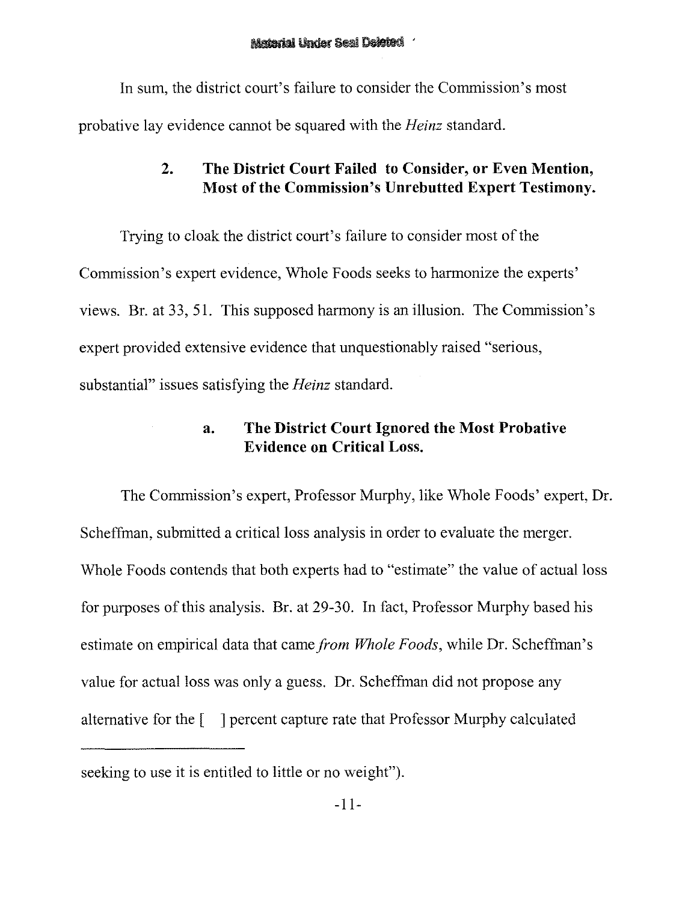In sum, the district court's failure to consider the Commission's most probative lay evidence cannot be squared with the *Heinz* standard.

### 2. The District Court Failed to Consider, or Even Mention, Most of the Commission's Unrebutted Expert Testimony.

Trying to cloak the district court's failure to consider most of the Commission's expert evidence, Whole Foods seeks to harmonize the experts' views. Br. at 33, 51. This supposed harmony is an illusion. The Commission's expert provided extensive evidence that unquestionably raised "serious, substantial" issues satisfying the *Heinz* standard.

#### a. The District Court Ignored the Most Probative Evidence on Critical Loss.

The Commission's expert, Professor Murphy, like Whole Foods' expert, Dr. Scheffman, submitted a critical loss analysis in order to evaluate the merger. Whole Foods contends that both experts had to "estimate" the value of actual loss for purposes of this analysis. Br. at 29-30. In fact, Professor Murphy based his estimate on empirical data that came *from Whole Foods*, while Dr. Scheffman's value for actual loss was only a guess. Dr. Scheffman did not propose any alternative for the [ ] percent capture rate that Professor Murphy calculated

---

seeking to use it is entitled to little or no weight").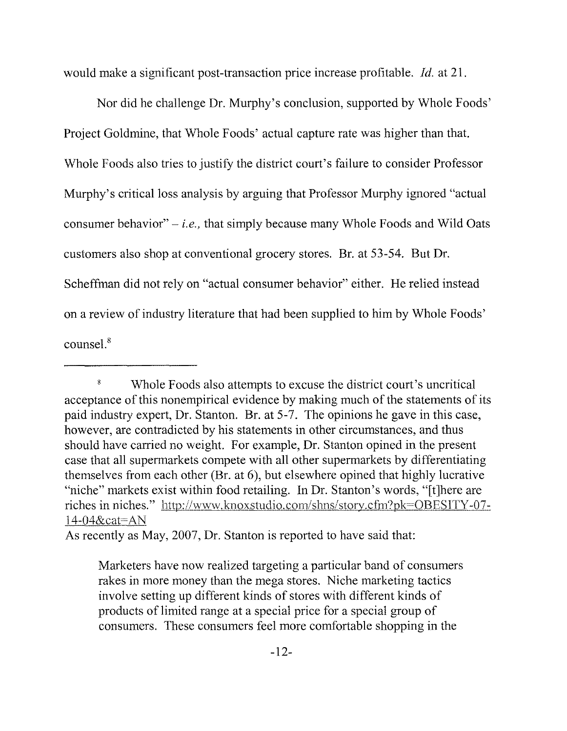would make a significant post-transaction price increase profitable. *Id.* at 21.

Nor did he challenge Dr. Murphy's conclusion, supported by Whole Foods' Project Goldmine, that Whole Foods' actual capture rate was higher than that. Whole Foods also tries to justify the district court's failure to consider Professor Murphy's critical loss analysis by arguing that Professor Murphy ignored "actual consumer behavior" – *i.e.,* that simply because many Whole Foods and Wild Oats customers also shop at conventional grocery stores. Br. at 53-54. But Dr. Scheffman did not rely on "actual consumer behavior" either. He relied instead on a review of industry literature that had been supplied to him by Whole Foods' counsel.[8]

---

[8] Whole Foods also attempts to excuse the district court's uncritical acceptance of this nonempirical evidence by making much of the statements of its paid industry expert, Dr. Stanton. Br. at 5-7. The opinions he gave in this case, however, are contradicted by his statements in other circumstances, and thus should have carried no weight. For example, Dr. Stanton opined in the present case that all supermarkets compete with all other supermarkets by differentiating themselves from each other (Br. at 6), but elsewhere opined that highly lucrative "niche" markets exist within food retailing. In Dr. Stanton's words, "[t]here are riches in niches." http://www.knoxstudio.com/shns/story.cfm?pk=OBESITY-07-14-04&cat=AN

As recently as May, 2007, Dr. Stanton is reported to have said that:

> Marketers have now realized targeting a particular band of consumers rakes in more money than the mega stores. Niche marketing tactics involve setting up different kinds of stores with different kinds of products of limited range at a special price for a special group of consumers. These consumers feel more comfortable shopping in the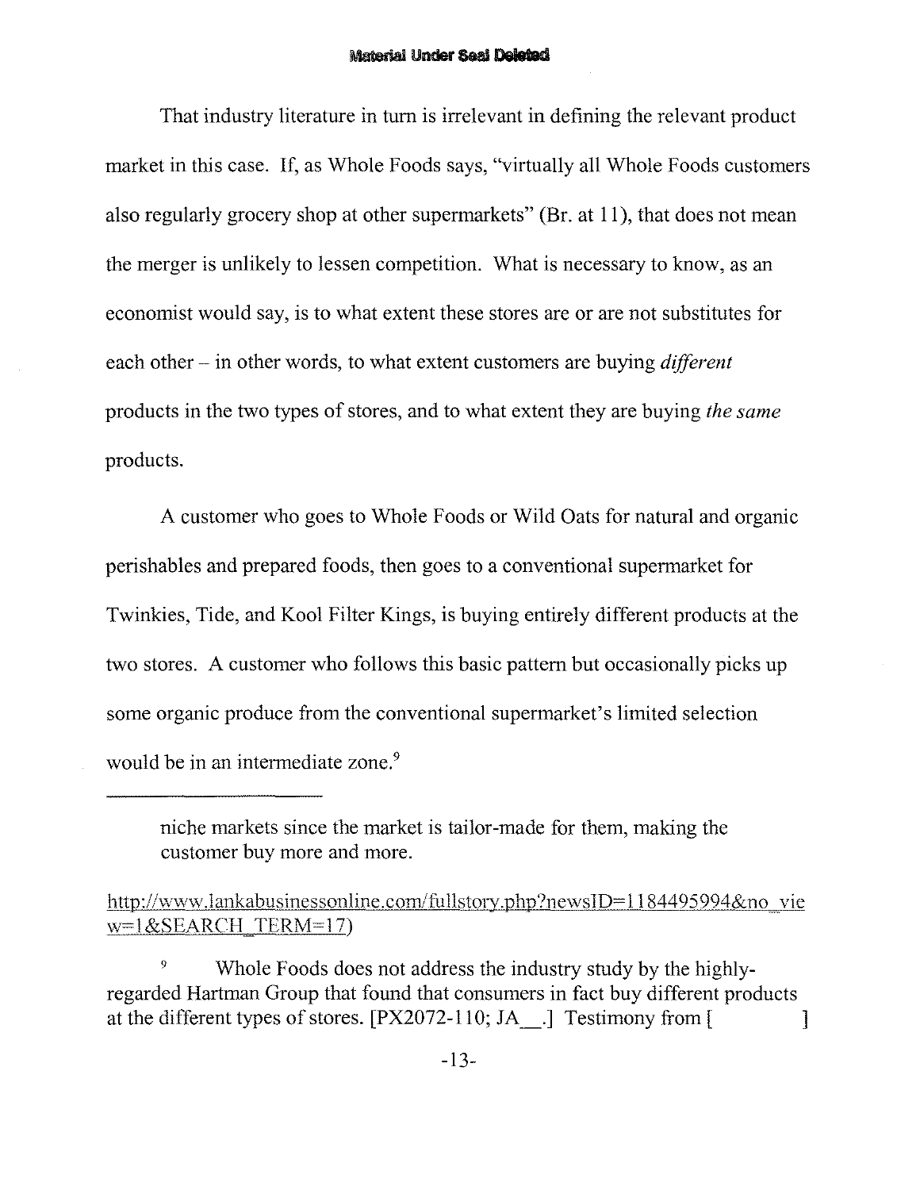That industry literature in turn is irrelevant in defining the relevant product market in this case. If, as Whole Foods says, "virtually all Whole Foods customers also regularly grocery shop at other supermarkets" (Br. at 11), that does not mean the merger is unlikely to lessen competition. What is necessary to know, as an economist would say, is to what extent these stores are or are not substitutes for each other – in other words, to what extent customers are buying *different* products in the two types of stores, and to what extent they are buying *the same* products.

A customer who goes to Whole Foods or Wild Oats for natural and organic perishables and prepared foods, then goes to a conventional supermarket for Twinkies, Tide, and Kool Filter Kings, is buying entirely different products at the two stores. A customer who follows this basic pattern but occasionally picks up some organic produce from the conventional supermarket's limited selection would be in an intermediate zone.[9]

---

niche markets since the market is tailor-made for them, making the customer buy more and more.

http://www.lankabusinessonline.com/fullstory.php?newsID=1184495994&no_view=1&SEARCH_TERM=17)

[9] Whole Foods does not address the industry study by the highly-regarded Hartman Group that found that consumers in fact buy different products at the different types of stores. [PX2072-110; JA__.] Testimony from [ ]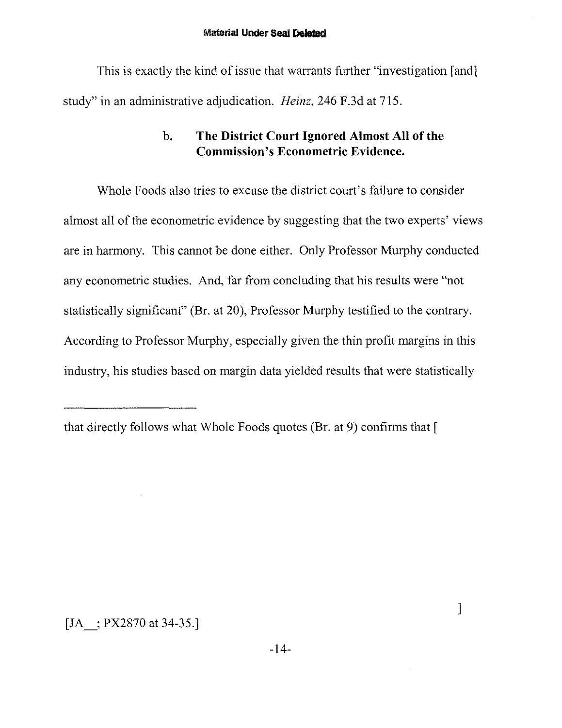Material Under Seal Deleted

This is exactly the kind of issue that warrants further "investigation [and] study" in an administrative adjudication. *Heinz,* 246 F.3d at 715.

### b. **The District Court Ignored Almost All of the Commission's Econometric Evidence.**

Whole Foods also tries to excuse the district court's failure to consider almost all of the econometric evidence by suggesting that the two experts' views are in harmony. This cannot be done either. Only Professor Murphy conducted any econometric studies. And, far from concluding that his results were "not statistically significant" (Br. at 20), Professor Murphy testified to the contrary. According to Professor Murphy, especially given the thin profit margins in this industry, his studies based on margin data yielded results that were statistically

---

that directly follows what Whole Foods quotes (Br. at 9) confirms that [

]

[JA__; PX2870 at 34-35.]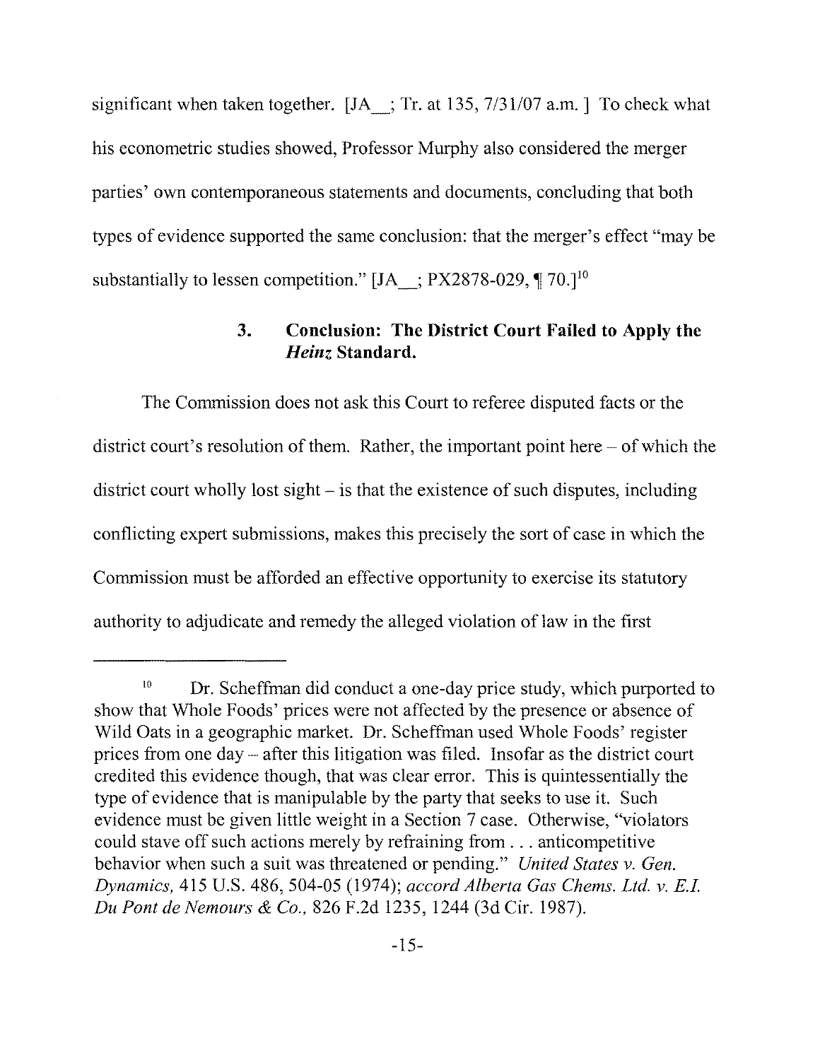significant when taken together. [JA__; Tr. at 135, 7/31/07 a.m. ] To check what his econometric studies showed, Professor Murphy also considered the merger parties' own contemporaneous statements and documents, concluding that both types of evidence supported the same conclusion: that the merger's effect "may be substantially to lessen competition." [JA__; PX2878-029, ¶ 70.][10]

### 3. Conclusion: The District Court Failed to Apply the *Heinz* Standard.

The Commission does not ask this Court to referee disputed facts or the district court's resolution of them. Rather, the important point here – of which the district court wholly lost sight – is that the existence of such disputes, including conflicting expert submissions, makes this precisely the sort of case in which the Commission must be afforded an effective opportunity to exercise its statutory authority to adjudicate and remedy the alleged violation of law in the first

---

[10] Dr. Scheffman did conduct a one-day price study, which purported to show that Whole Foods' prices were not affected by the presence or absence of Wild Oats in a geographic market. Dr. Scheffman used Whole Foods' register prices from one day – after this litigation was filed. Insofar as the district court credited this evidence though, that was clear error. This is quintessentially the type of evidence that is manipulable by the party that seeks to use it. Such evidence must be given little weight in a Section 7 case. Otherwise, "violators could stave off such actions merely by refraining from . . . anticompetitive behavior when such a suit was threatened or pending." *United States v. Gen. Dynamics,* 415 U.S. 486, 504-05 (1974); *accord Alberta Gas Chems. Ltd. v. E.I. Du Pont de Nemours & Co.,* 826 F.2d 1235, 1244 (3d Cir. 1987).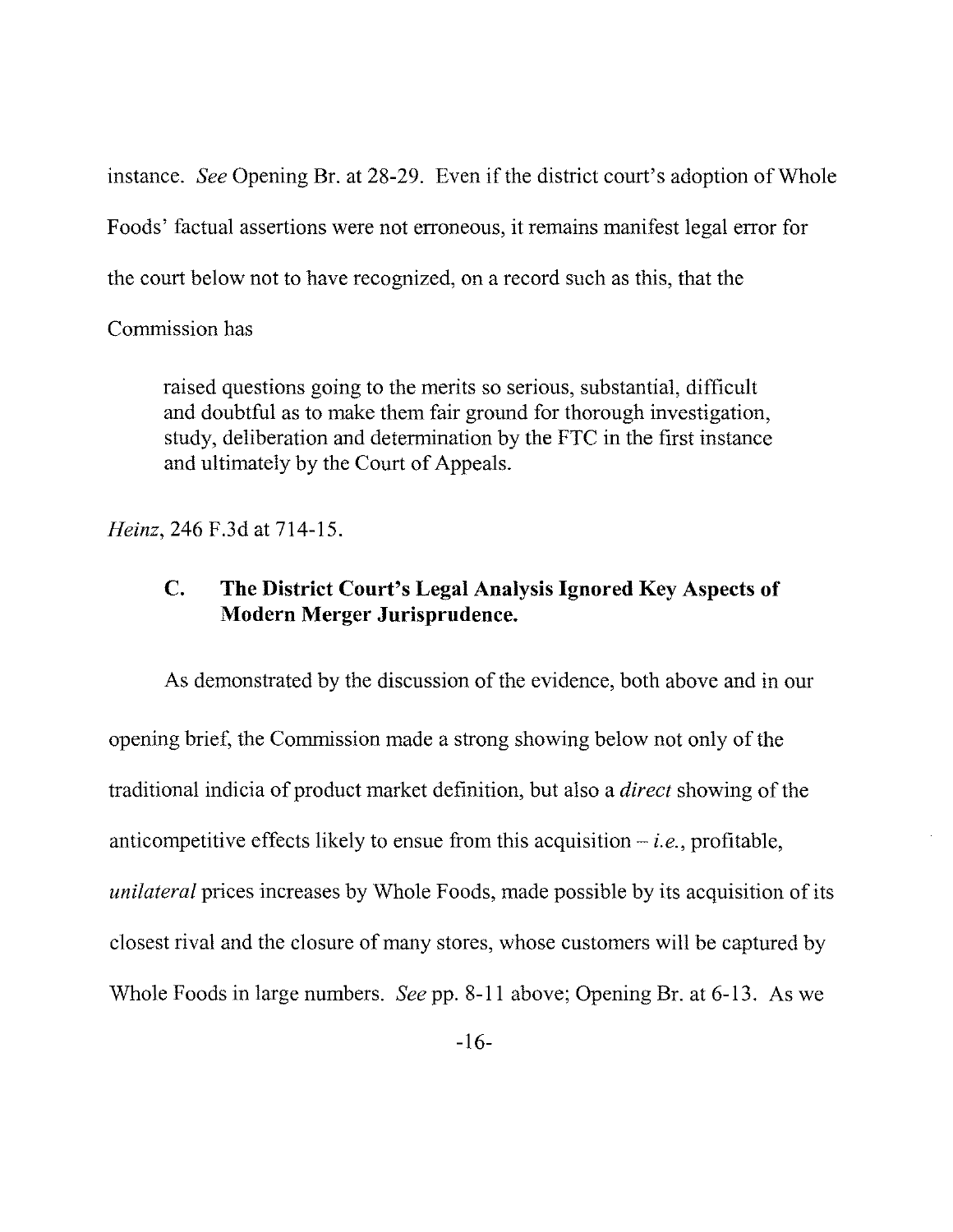instance. *See* Opening Br. at 28-29. Even if the district court's adoption of Whole Foods' factual assertions were not erroneous, it remains manifest legal error for the court below not to have recognized, on a record such as this, that the Commission has

> raised questions going to the merits so serious, substantial, difficult and doubtful as to make them fair ground for thorough investigation, study, deliberation and determination by the FTC in the first instance and ultimately by the Court of Appeals.

*Heinz*, 246 F.3d at 714-15.

### C. The District Court's Legal Analysis Ignored Key Aspects of Modern Merger Jurisprudence.

As demonstrated by the discussion of the evidence, both above and in our opening brief, the Commission made a strong showing below not only of the traditional indicia of product market definition, but also a *direct* showing of the anticompetitive effects likely to ensue from this acquisition – *i.e.*, profitable, *unilateral* prices increases by Whole Foods, made possible by its acquisition of its closest rival and the closure of many stores, whose customers will be captured by Whole Foods in large numbers. *See* pp. 8-11 above; Opening Br. at 6-13. As we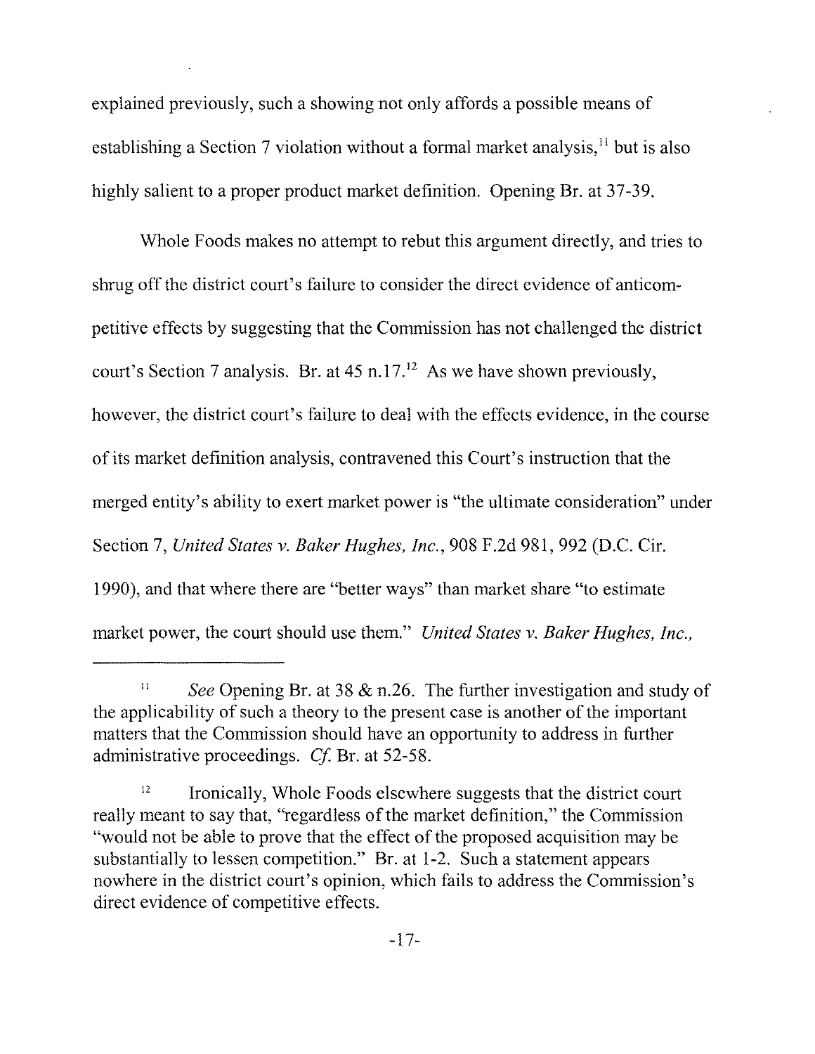explained previously, such a showing not only affords a possible means of establishing a Section 7 violation without a formal market analysis,[11] but is also highly salient to a proper product market definition. Opening Br. at 37-39.

Whole Foods makes no attempt to rebut this argument directly, and tries to shrug off the district court's failure to consider the direct evidence of anticompetitive effects by suggesting that the Commission has not challenged the district court's Section 7 analysis. Br. at 45 n.17.[12] As we have shown previously, however, the district court's failure to deal with the effects evidence, in the course of its market definition analysis, contravened this Court's instruction that the merged entity's ability to exert market power is "the ultimate consideration" under Section 7, *United States v. Baker Hughes, Inc.*, 908 F.2d 981, 992 (D.C. Cir. 1990), and that where there are "better ways" than market share "to estimate market power, the court should use them." *United States v. Baker Hughes, Inc.*,

---

[11] *See* Opening Br. at 38 & n.26. The further investigation and study of the applicability of such a theory to the present case is another of the important matters that the Commission should have an opportunity to address in further administrative proceedings. *Cf.* Br. at 52-58.

[12] Ironically, Whole Foods elsewhere suggests that the district court really meant to say that, "regardless of the market definition," the Commission "would not be able to prove that the effect of the proposed acquisition may be substantially to lessen competition." Br. at 1-2. Such a statement appears nowhere in the district court's opinion, which fails to address the Commission's direct evidence of competitive effects.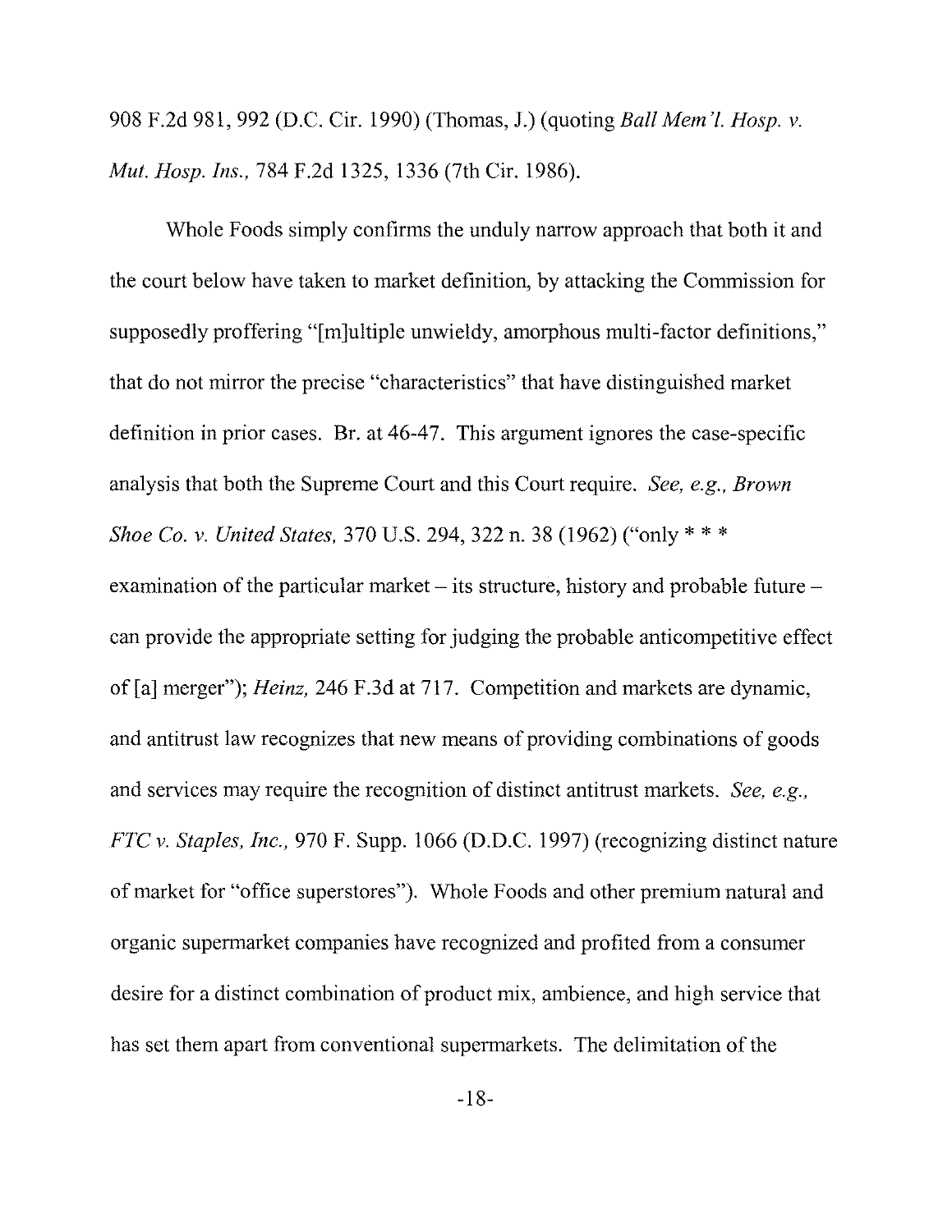908 F.2d 981, 992 (D.C. Cir. 1990) (Thomas, J.) (quoting *Ball Mem'l. Hosp. v. Mut. Hosp. Ins.*, 784 F.2d 1325, 1336 (7th Cir. 1986).

Whole Foods simply confirms the unduly narrow approach that both it and the court below have taken to market definition, by attacking the Commission for supposedly proffering "[m]ultiple unwieldy, amorphous multi-factor definitions," that do not mirror the precise "characteristics" that have distinguished market definition in prior cases. Br. at 46-47. This argument ignores the case-specific analysis that both the Supreme Court and this Court require. *See, e.g., Brown Shoe Co. v. United States*, 370 U.S. 294, 322 n. 38 (1962) ("only * * * examination of the particular market – its structure, history and probable future – can provide the appropriate setting for judging the probable anticompetitive effect of [a] merger"); *Heinz*, 246 F.3d at 717. Competition and markets are dynamic, and antitrust law recognizes that new means of providing combinations of goods and services may require the recognition of distinct antitrust markets. *See, e.g., FTC v. Staples, Inc.*, 970 F. Supp. 1066 (D.D.C. 1997) (recognizing distinct nature of market for "office superstores"). Whole Foods and other premium natural and organic supermarket companies have recognized and profited from a consumer desire for a distinct combination of product mix, ambience, and high service that has set them apart from conventional supermarkets. The delimitation of the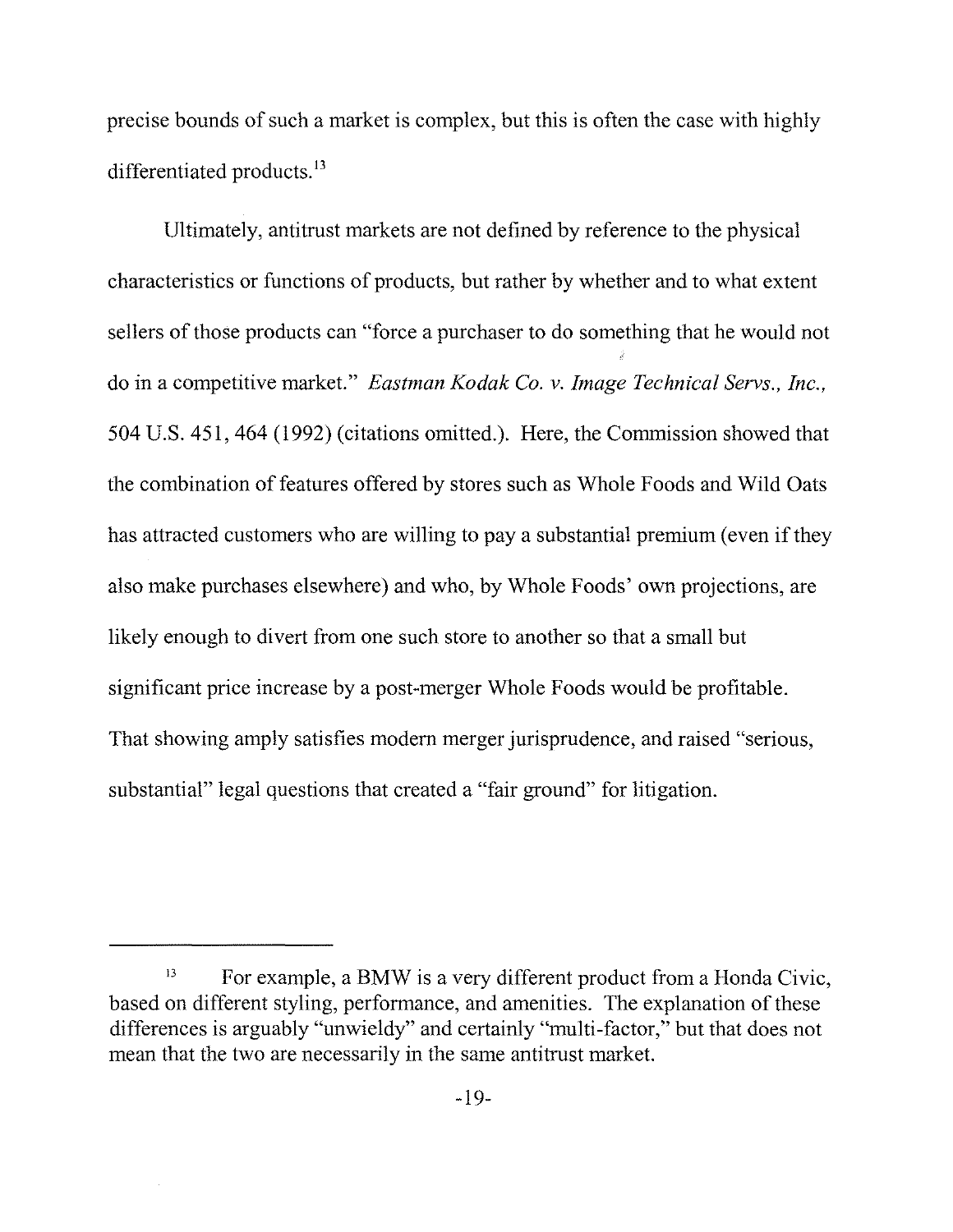precise bounds of such a market is complex, but this is often the case with highly differentiated products.[13]

Ultimately, antitrust markets are not defined by reference to the physical characteristics or functions of products, but rather by whether and to what extent sellers of those products can "force a purchaser to do something that he would not do in a competitive market." *Eastman Kodak Co. v. Image Technical Servs., Inc.*, 504 U.S. 451, 464 (1992) (citations omitted.). Here, the Commission showed that the combination of features offered by stores such as Whole Foods and Wild Oats has attracted customers who are willing to pay a substantial premium (even if they also make purchases elsewhere) and who, by Whole Foods' own projections, are likely enough to divert from one such store to another so that a small but significant price increase by a post-merger Whole Foods would be profitable. That showing amply satisfies modern merger jurisprudence, and raised "serious, substantial" legal questions that created a "fair ground" for litigation.

---

[13] For example, a BMW is a very different product from a Honda Civic, based on different styling, performance, and amenities. The explanation of these differences is arguably "unwieldy" and certainly "multi-factor," but that does not mean that the two are necessarily in the same antitrust market.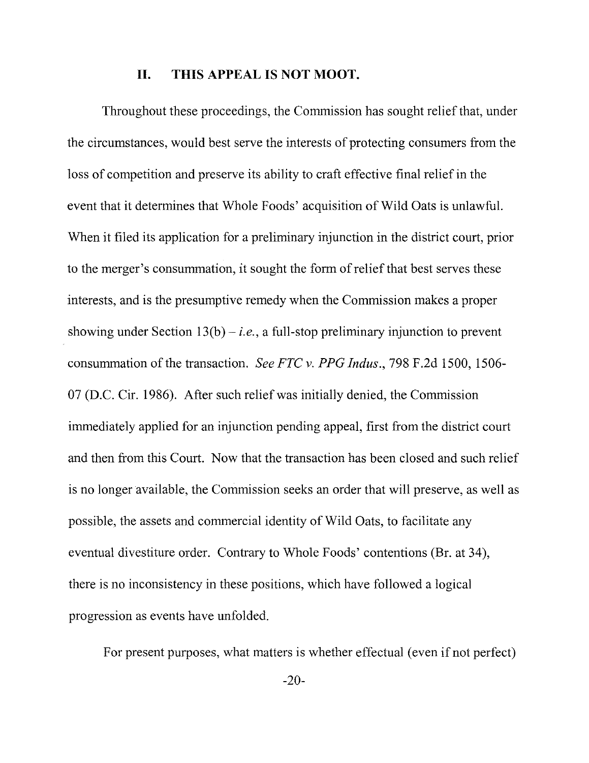## II. THIS APPEAL IS NOT MOOT.

Throughout these proceedings, the Commission has sought relief that, under the circumstances, would best serve the interests of protecting consumers from the loss of competition and preserve its ability to craft effective final relief in the event that it determines that Whole Foods' acquisition of Wild Oats is unlawful. When it filed its application for a preliminary injunction in the district court, prior to the merger's consummation, it sought the form of relief that best serves these interests, and is the presumptive remedy when the Commission makes a proper showing under Section 13(b) – *i.e.*, a full-stop preliminary injunction to prevent consummation of the transaction. *See FTC v. PPG Indus.*, 798 F.2d 1500, 1506-07 (D.C. Cir. 1986). After such relief was initially denied, the Commission immediately applied for an injunction pending appeal, first from the district court and then from this Court. Now that the transaction has been closed and such relief is no longer available, the Commission seeks an order that will preserve, as well as possible, the assets and commercial identity of Wild Oats, to facilitate any eventual divestiture order. Contrary to Whole Foods' contentions (Br. at 34), there is no inconsistency in these positions, which have followed a logical progression as events have unfolded.

For present purposes, what matters is whether effectual (even if not perfect)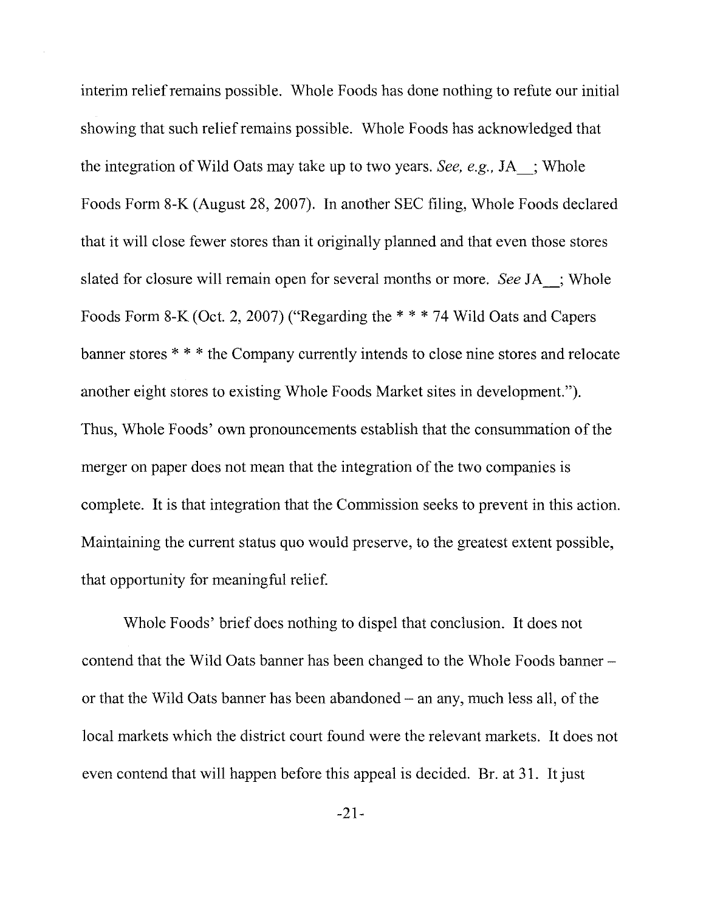interim relief remains possible. Whole Foods has done nothing to refute our initial showing that such relief remains possible. Whole Foods has acknowledged that the integration of Wild Oats may take up to two years. *See, e.g.*, JA__; Whole Foods Form 8-K (August 28, 2007). In another SEC filing, Whole Foods declared that it will close fewer stores than it originally planned and that even those stores slated for closure will remain open for several months or more. *See* JA__; Whole Foods Form 8-K (Oct. 2, 2007) ("Regarding the * * * 74 Wild Oats and Capers banner stores * * * the Company currently intends to close nine stores and relocate another eight stores to existing Whole Foods Market sites in development."). Thus, Whole Foods' own pronouncements establish that the consummation of the merger on paper does not mean that the integration of the two companies is complete. It is that integration that the Commission seeks to prevent in this action. Maintaining the current status quo would preserve, to the greatest extent possible, that opportunity for meaningful relief.

Whole Foods' brief does nothing to dispel that conclusion. It does not contend that the Wild Oats banner has been changed to the Whole Foods banner – or that the Wild Oats banner has been abandoned – an any, much less all, of the local markets which the district court found were the relevant markets. It does not even contend that will happen before this appeal is decided. Br. at 31. It just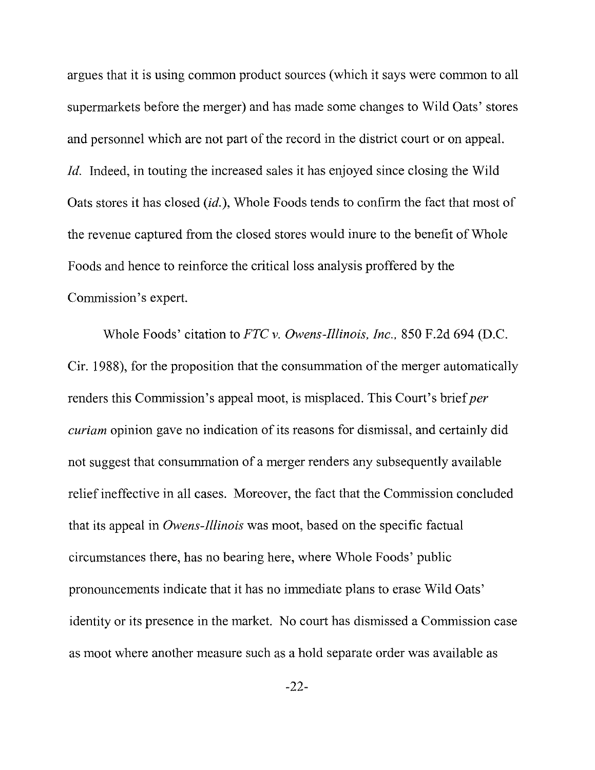argues that it is using common product sources (which it says were common to all supermarkets before the merger) and has made some changes to Wild Oats' stores and personnel which are not part of the record in the district court or on appeal. *Id.* Indeed, in touting the increased sales it has enjoyed since closing the Wild Oats stores it has closed (*id.*), Whole Foods tends to confirm the fact that most of the revenue captured from the closed stores would inure to the benefit of Whole Foods and hence to reinforce the critical loss analysis proffered by the Commission's expert.

Whole Foods' citation to *FTC v. Owens-Illinois, Inc.*, 850 F.2d 694 (D.C. Cir. 1988), for the proposition that the consummation of the merger automatically renders this Commission's appeal moot, is misplaced. This Court's brief *per curiam* opinion gave no indication of its reasons for dismissal, and certainly did not suggest that consummation of a merger renders any subsequently available relief ineffective in all cases. Moreover, the fact that the Commission concluded that its appeal in *Owens-Illinois* was moot, based on the specific factual circumstances there, has no bearing here, where Whole Foods' public pronouncements indicate that it has no immediate plans to erase Wild Oats' identity or its presence in the market. No court has dismissed a Commission case as moot where another measure such as a hold separate order was available as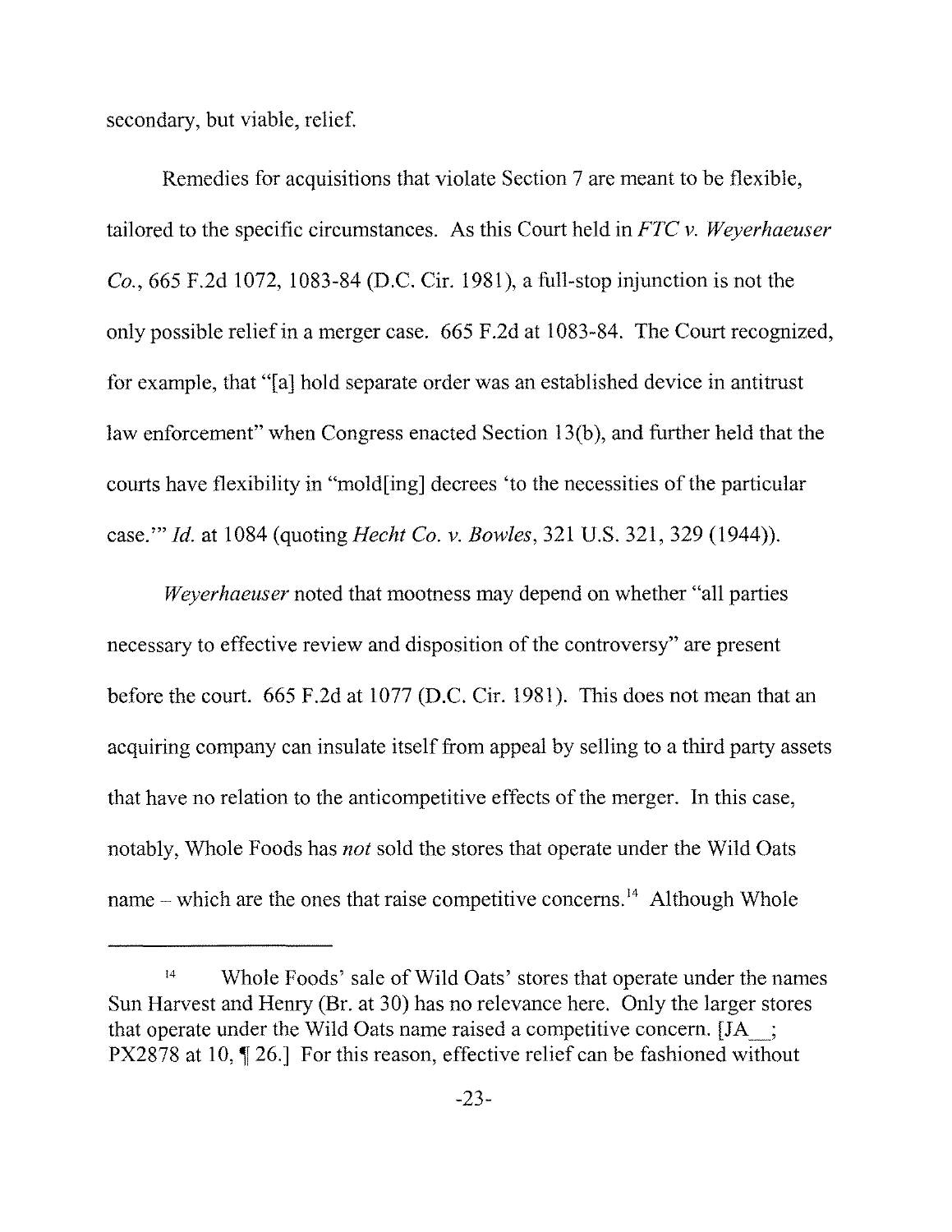secondary, but viable, relief.

Remedies for acquisitions that violate Section 7 are meant to be flexible, tailored to the specific circumstances. As this Court held in *FTC v. Weyerhaeuser Co.*, 665 F.2d 1072, 1083-84 (D.C. Cir. 1981), a full-stop injunction is not the only possible relief in a merger case. 665 F.2d at 1083-84. The Court recognized, for example, that "[a] hold separate order was an established device in antitrust law enforcement" when Congress enacted Section 13(b), and further held that the courts have flexibility in "mold[ing] decrees 'to the necessities of the particular case.'" *Id.* at 1084 (quoting *Hecht Co. v. Bowles*, 321 U.S. 321, 329 (1944)).

*Weyerhaeuser* noted that mootness may depend on whether "all parties necessary to effective review and disposition of the controversy" are present before the court. 665 F.2d at 1077 (D.C. Cir. 1981). This does not mean that an acquiring company can insulate itself from appeal by selling to a third party assets that have no relation to the anticompetitive effects of the merger. In this case, notably, Whole Foods has *not* sold the stores that operate under the Wild Oats name – which are the ones that raise competitive concerns.[14] Although Whole

---

[14] Whole Foods' sale of Wild Oats' stores that operate under the names Sun Harvest and Henry (Br. at 30) has no relevance here. Only the larger stores that operate under the Wild Oats name raised a competitive concern. [JA__; PX2878 at 10, ¶ 26.] For this reason, effective relief can be fashioned without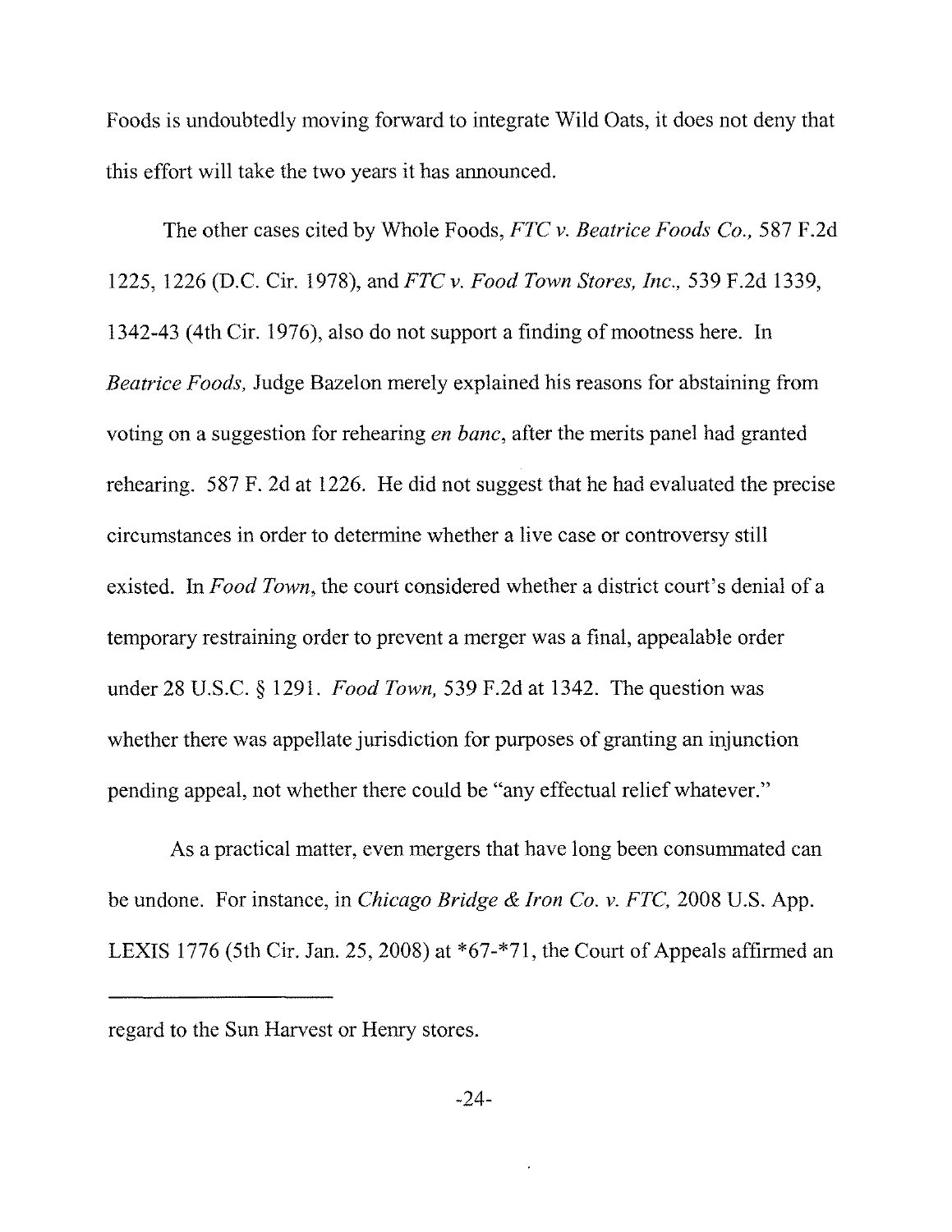Foods is undoubtedly moving forward to integrate Wild Oats, it does not deny that this effort will take the two years it has announced.

The other cases cited by Whole Foods, *FTC v. Beatrice Foods Co.,* 587 F.2d 1225, 1226 (D.C. Cir. 1978), and *FTC v. Food Town Stores, Inc.,* 539 F.2d 1339, 1342-43 (4th Cir. 1976), also do not support a finding of mootness here. In *Beatrice Foods,* Judge Bazelon merely explained his reasons for abstaining from voting on a suggestion for rehearing *en banc*, after the merits panel had granted rehearing. 587 F. 2d at 1226. He did not suggest that he had evaluated the precise circumstances in order to determine whether a live case or controversy still existed. In *Food Town*, the court considered whether a district court's denial of a temporary restraining order to prevent a merger was a final, appealable order under 28 U.S.C. § 1291. *Food Town,* 539 F.2d at 1342. The question was whether there was appellate jurisdiction for purposes of granting an injunction pending appeal, not whether there could be "any effectual relief whatever."

As a practical matter, even mergers that have long been consummated can be undone. For instance, in *Chicago Bridge & Iron Co. v. FTC,* 2008 U.S. App. LEXIS 1776 (5th Cir. Jan. 25, 2008) at *67-*71, the Court of Appeals affirmed an

---

regard to the Sun Harvest or Henry stores.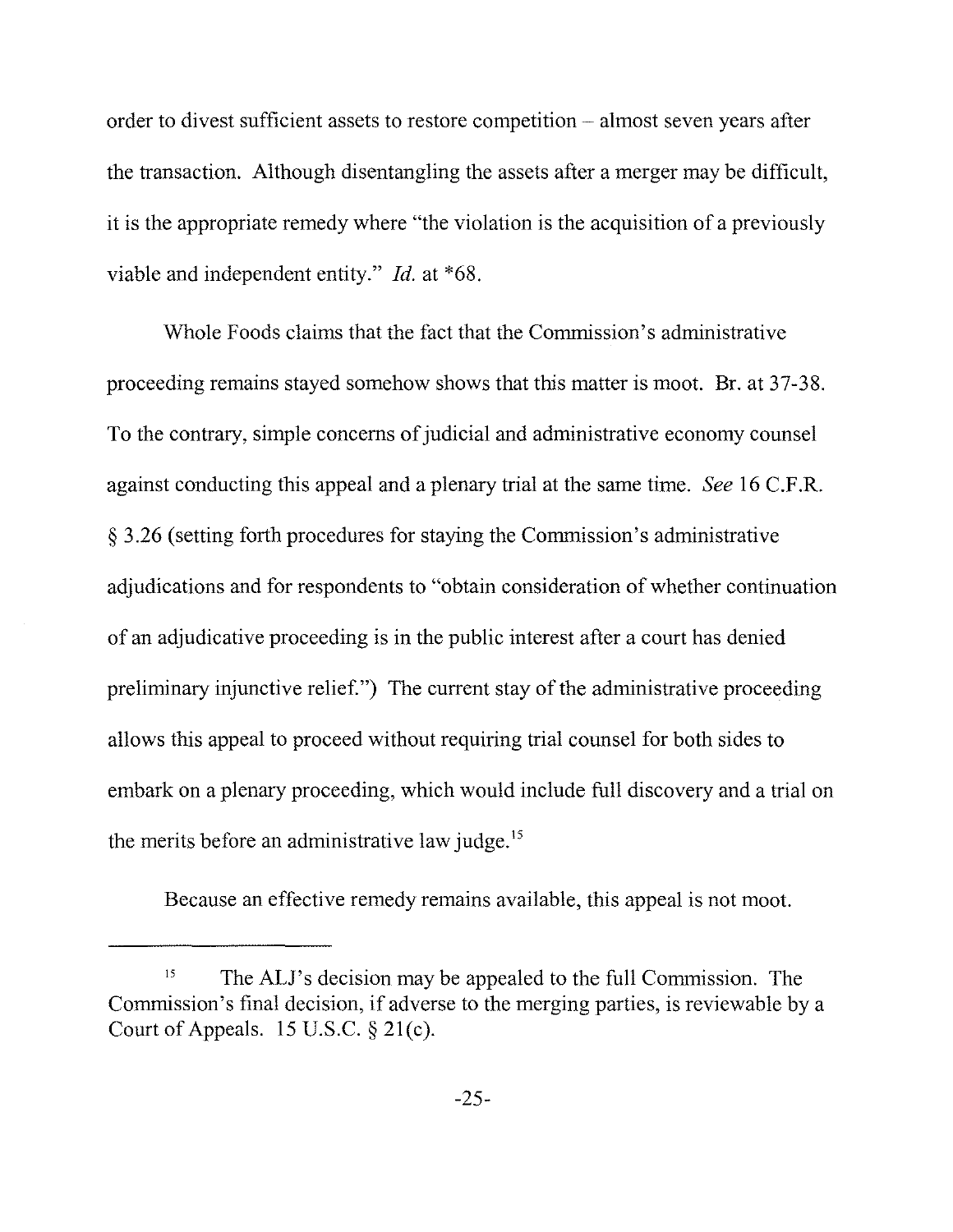order to divest sufficient assets to restore competition – almost seven years after the transaction. Although disentangling the assets after a merger may be difficult, it is the appropriate remedy where "the violation is the acquisition of a previously viable and independent entity." *Id.* at *68.

Whole Foods claims that the fact that the Commission's administrative proceeding remains stayed somehow shows that this matter is moot. Br. at 37-38. To the contrary, simple concerns of judicial and administrative economy counsel against conducting this appeal and a plenary trial at the same time. *See* 16 C.F.R. § 3.26 (setting forth procedures for staying the Commission's administrative adjudications and for respondents to "obtain consideration of whether continuation of an adjudicative proceeding is in the public interest after a court has denied preliminary injunctive relief.") The current stay of the administrative proceeding allows this appeal to proceed without requiring trial counsel for both sides to embark on a plenary proceeding, which would include full discovery and a trial on the merits before an administrative law judge.[15]

Because an effective remedy remains available, this appeal is not moot.

---

[15] The ALJ's decision may be appealed to the full Commission. The Commission's final decision, if adverse to the merging parties, is reviewable by a Court of Appeals. 15 U.S.C. § 21(c).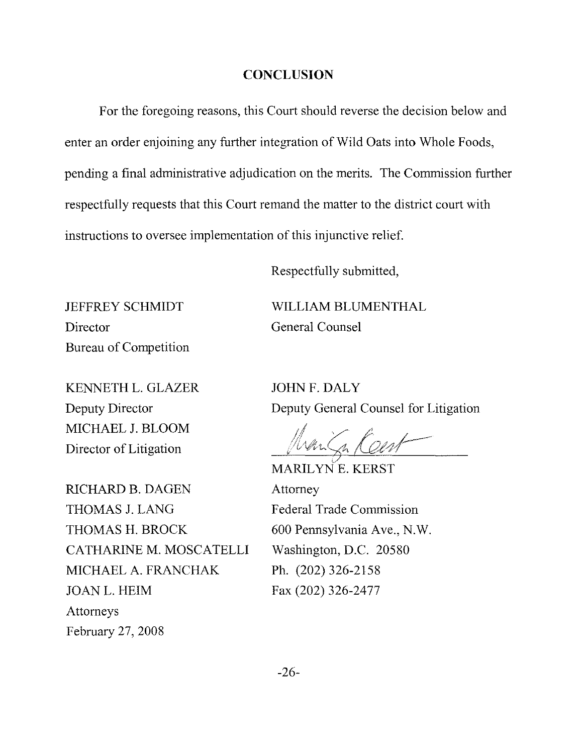## CONCLUSION

For the foregoing reasons, this Court should reverse the decision below and enter an order enjoining any further integration of Wild Oats into Whole Foods, pending a final administrative adjudication on the merits. The Commission further respectfully requests that this Court remand the matter to the district court with instructions to oversee implementation of this injunctive relief.

Respectfully submitted,

JEFFREY SCHMIDT
Director
Bureau of Competition

WILLIAM BLUMENTHAL
General Counsel

KENNETH L. GLAZER
Deputy Director
MICHAEL J. BLOOM
Director of Litigation

JOHN F. DALY
Deputy General Counsel for Litigation

MARILYN E. KERST
Attorney
Federal Trade Commission
600 Pennsylvania Ave., N.W.
Washington, D.C. 20580
Ph. (202) 326-2158
Fax (202) 326-2477

RICHARD B. DAGEN
THOMAS J. LANG
THOMAS H. BROCK
CATHARINE M. MOSCATELLI
MICHAEL A. FRANCHAK
JOAN L. HEIM
Attorneys
February 27, 2008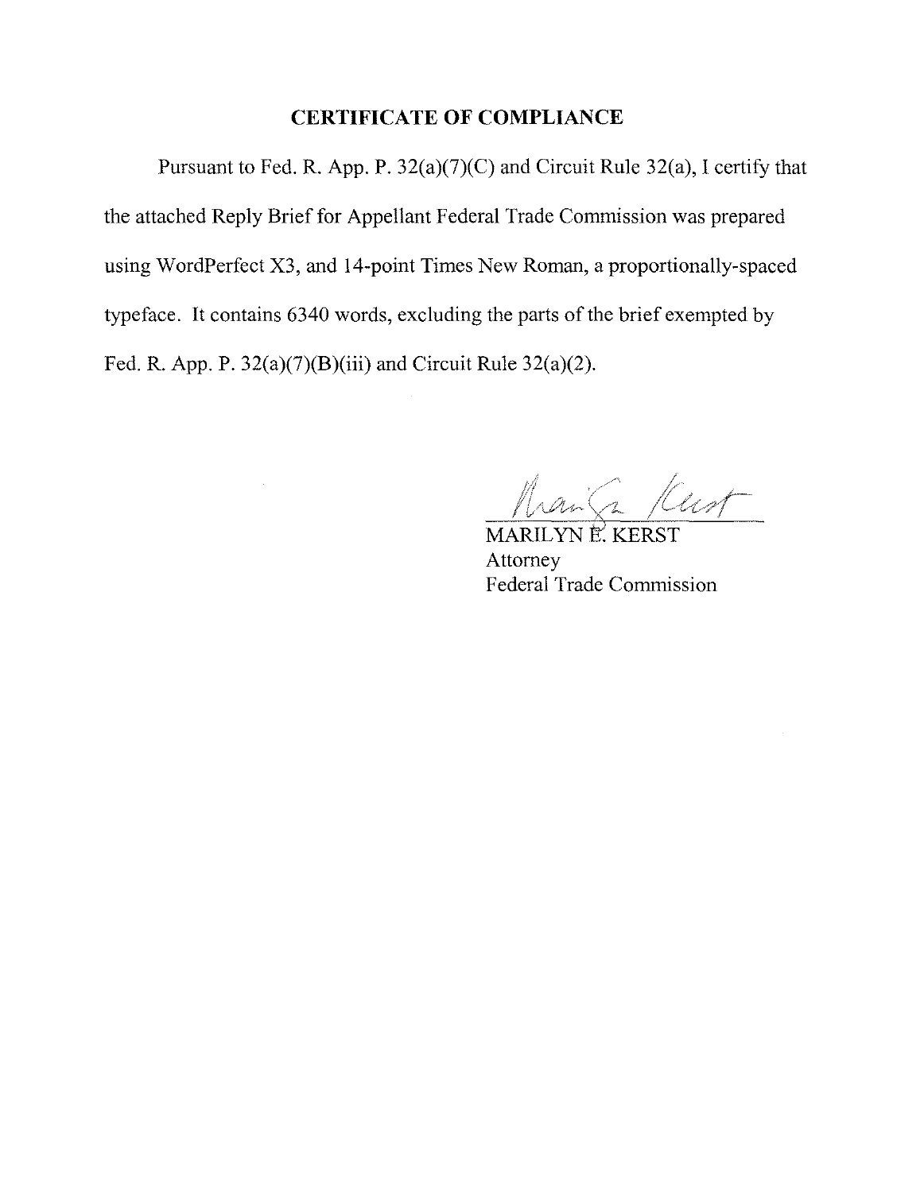## CERTIFICATE OF COMPLIANCE

Pursuant to Fed. R. App. P. 32(a)(7)(C) and Circuit Rule 32(a), I certify that the attached Reply Brief for Appellant Federal Trade Commission was prepared using WordPerfect X3, and 14-point Times New Roman, a proportionally-spaced typeface. It contains 6340 words, excluding the parts of the brief exempted by Fed. R. App. P. 32(a)(7)(B)(iii) and Circuit Rule 32(a)(2).

MARILYN E. KERST
Attorney
Federal Trade Commission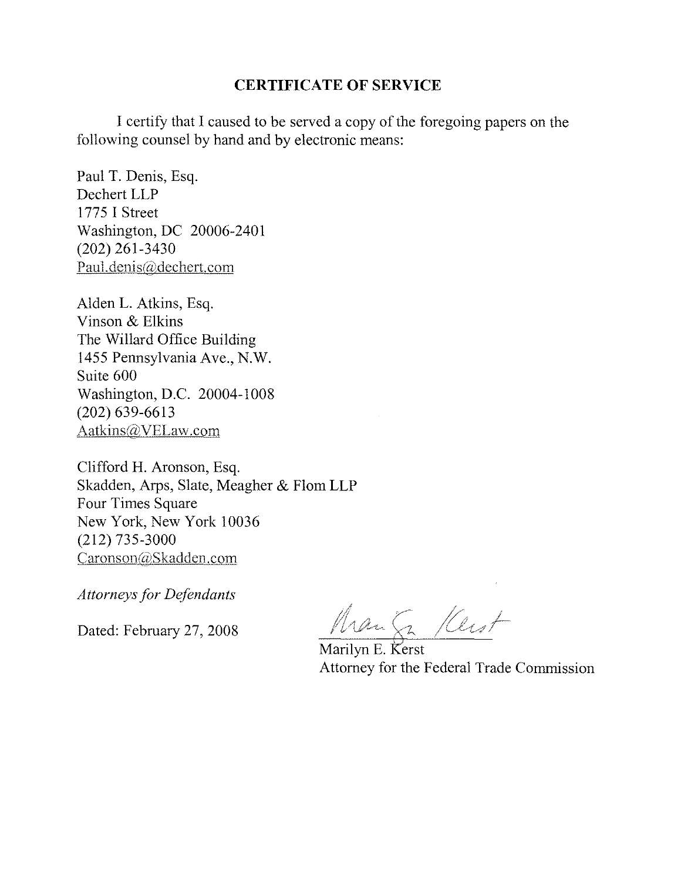# CERTIFICATE OF SERVICE

I certify that I caused to be served a copy of the foregoing papers on the following counsel by hand and by electronic means:

Paul T. Denis, Esq.
Dechert LLP
1775 I Street
Washington, DC 20006-2401
(202) 261-3430
Paul.denis@dechert.com

Alden L. Atkins, Esq.
Vinson & Elkins
The Willard Office Building
1455 Pennsylvania Ave., N.W.
Suite 600
Washington, D.C. 20004-1008
(202) 639-6613
Aatkins@VELaw.com

Clifford H. Aronson, Esq.
Skadden, Arps, Slate, Meagher & Flom LLP
Four Times Square
New York, New York 10036
(212) 735-3000
Caronson@Skadden.com

*Attorneys for Defendants*

Dated: February 27, 2008

Marilyn E. Kerst
Attorney for the Federal Trade Commission